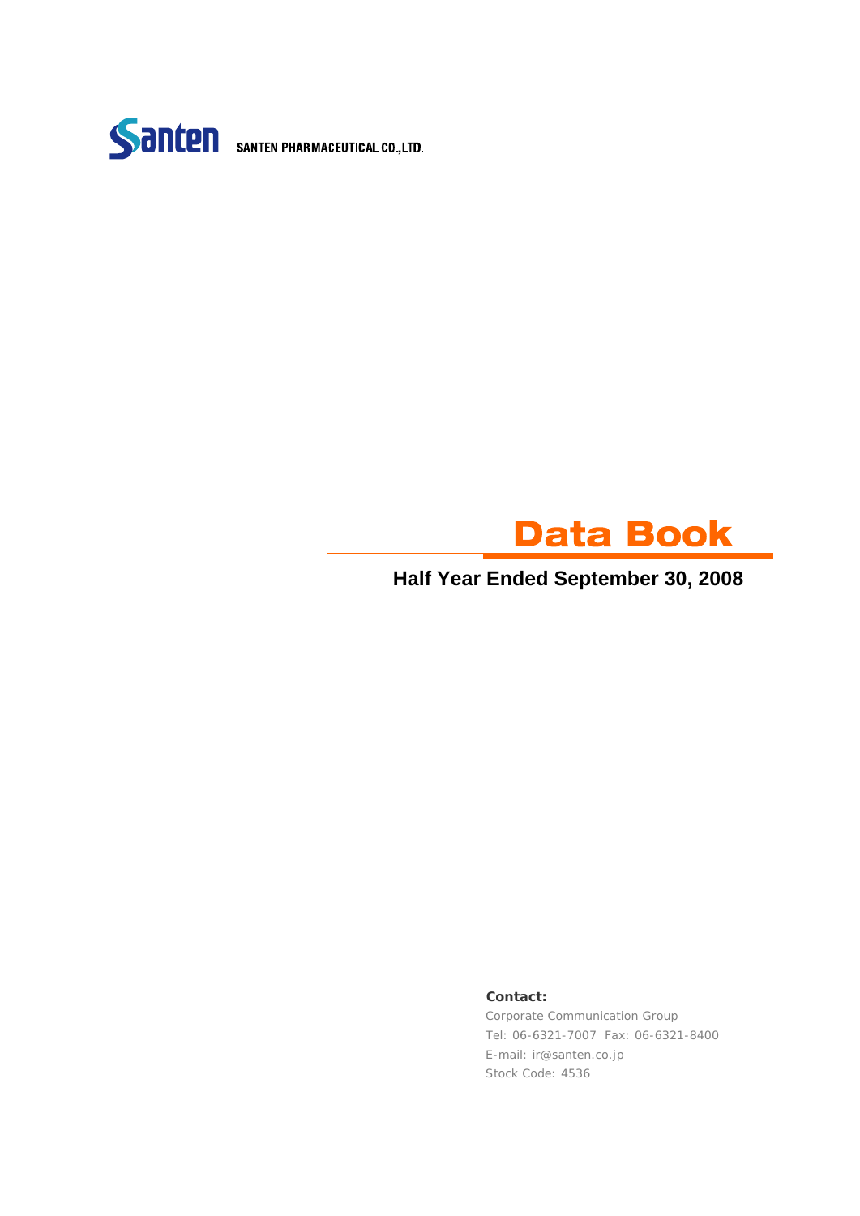Santen | SANTEN PHARMACEUTICAL CO.,LTD.

# Data Book

## Half Year Ended September 30, 2008

**Contact:**

Corporate Communication Group
Tel: 06-6321-7007 Fax: 06-6321-8400
E-mail: ir@santen.co.jp
Stock Code: 4536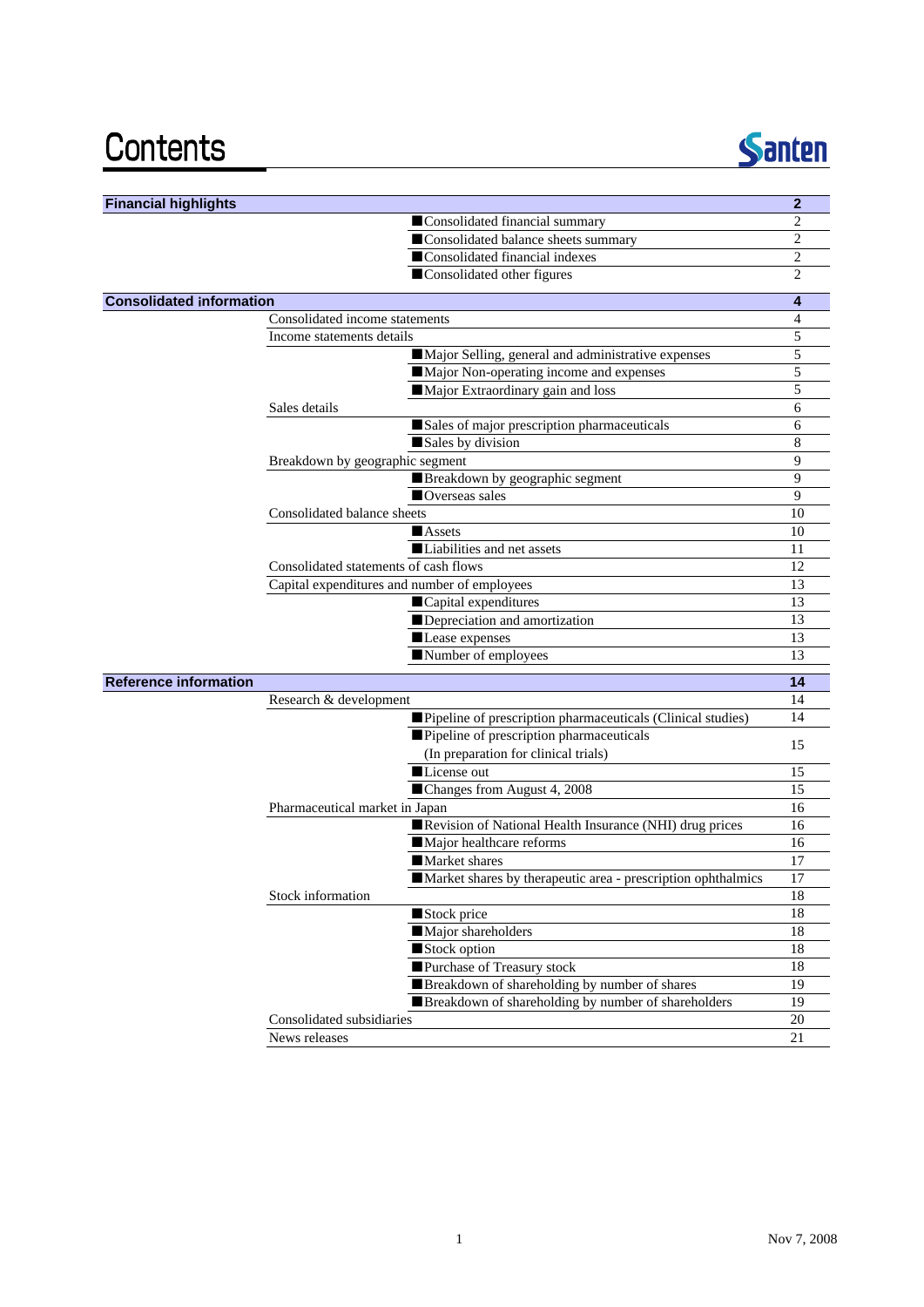# Contents

Santen

| Section | Subsection | Item | Page |
|---|---|---|---|
| **Financial highlights** | | | **2** |
| | | ■Consolidated financial summary | 2 |
| | | ■Consolidated balance sheets summary | 2 |
| | | ■Consolidated financial indexes | 2 |
| | | ■Consolidated other figures | 2 |
| **Consolidated information** | | | **4** |
| | Consolidated income statements | | 4 |
| | Income statements details | | 5 |
| | | ■Major Selling, general and administrative expenses | 5 |
| | | ■Major Non-operating income and expenses | 5 |
| | | ■Major Extraordinary gain and loss | 5 |
| | Sales details | | 6 |
| | | ■Sales of major prescription pharmaceuticals | 6 |
| | | ■Sales by division | 8 |
| | Breakdown by geographic segment | | 9 |
| | | ■Breakdown by geographic segment | 9 |
| | | ■Overseas sales | 9 |
| | Consolidated balance sheets | | 10 |
| | | ■Assets | 10 |
| | | ■Liabilities and net assets | 11 |
| | Consolidated statements of cash flows | | 12 |
| | Capital expenditures and number of employees | | 13 |
| | | ■Capital expenditures | 13 |
| | | ■Depreciation and amortization | 13 |
| | | ■Lease expenses | 13 |
| | | ■Number of employees | 13 |
| **Reference information** | | | **14** |
| | Research & development | | 14 |
| | | ■Pipeline of prescription pharmaceuticals (Clinical studies) | 14 |
| | | ■Pipeline of prescription pharmaceuticals (In preparation for clinical trials) | 15 |
| | | ■License out | 15 |
| | | ■Changes from August 4, 2008 | 15 |
| | Pharmaceutical market in Japan | | 16 |
| | | ■Revision of National Health Insurance (NHI) drug prices | 16 |
| | | ■Major healthcare reforms | 16 |
| | | ■Market shares | 17 |
| | | ■Market shares by therapeutic area - prescription ophthalmics | 17 |
| | Stock information | | 18 |
| | | ■Stock price | 18 |
| | | ■Major shareholders | 18 |
| | | ■Stock option | 18 |
| | | ■Purchase of Treasury stock | 18 |
| | | ■Breakdown of shareholding by number of shares | 19 |
| | | ■Breakdown of shareholding by number of shareholders | 19 |
| | Consolidated subsidiaries | | 20 |
| | News releases | | 21 |

Nov 7, 2008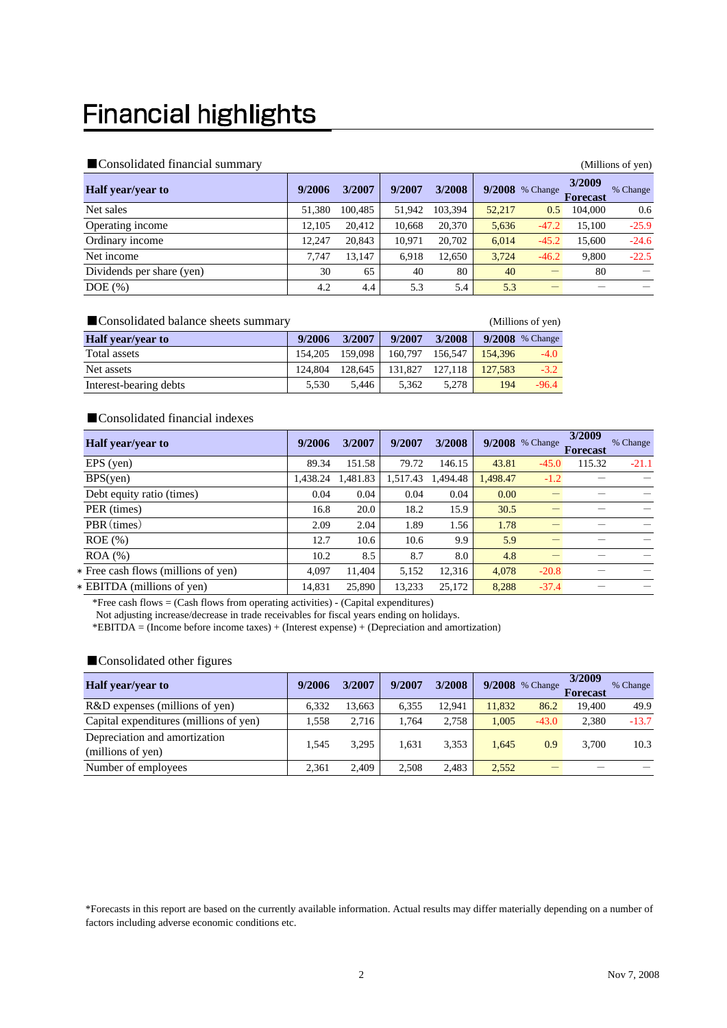# Financial highlights

■Consolidated financial summary

(Millions of yen)

| Half year/year to | 9/2006 | 3/2007 | 9/2007 | 3/2008 | 9/2008 | % Change | 3/2009 Forecast | % Change |
|---|---|---|---|---|---|---|---|---|
| Net sales | 51,380 | 100,485 | 51,942 | 103,394 | 52,217 | 0.5 | 104,000 | 0.6 |
| Operating income | 12,105 | 20,412 | 10,668 | 20,370 | 5,636 | -47.2 | 15,100 | -25.9 |
| Ordinary income | 12,247 | 20,843 | 10,971 | 20,702 | 6,014 | -45.2 | 15,600 | -24.6 |
| Net income | 7,747 | 13,147 | 6,918 | 12,650 | 3,724 | -46.2 | 9,800 | -22.5 |
| Dividends per share (yen) | 30 | 65 | 40 | 80 | 40 | — | 80 | — |
| DOE (%) | 4.2 | 4.4 | 5.3 | 5.4 | 5.3 | — | — | — |

■Consolidated balance sheets summary

(Millions of yen)

| Half year/year to | 9/2006 | 3/2007 | 9/2007 | 3/2008 | 9/2008 | % Change |
|---|---|---|---|---|---|---|
| Total assets | 154,205 | 159,098 | 160,797 | 156,547 | 154,396 | -4.0 |
| Net assets | 124,804 | 128,645 | 131,827 | 127,118 | 127,583 | -3.2 |
| Interest-bearing debts | 5,530 | 5,446 | 5,362 | 5,278 | 194 | -96.4 |

■Consolidated financial indexes

| Half year/year to | 9/2006 | 3/2007 | 9/2007 | 3/2008 | 9/2008 | % Change | 3/2009 Forecast | % Change |
|---|---|---|---|---|---|---|---|---|
| EPS (yen) | 89.34 | 151.58 | 79.72 | 146.15 | 43.81 | -45.0 | 115.32 | -21.1 |
| BPS(yen) | 1,438.24 | 1,481.83 | 1,517.43 | 1,494.48 | 1,498.47 | -1.2 | — | — |
| Debt equity ratio (times) | 0.04 | 0.04 | 0.04 | 0.04 | 0.00 | — | — | — |
| PER (times) | 16.8 | 20.0 | 18.2 | 15.9 | 30.5 | — | — | — |
| PBR (times) | 2.09 | 2.04 | 1.89 | 1.56 | 1.78 | — | — | — |
| ROE (%) | 12.7 | 10.6 | 10.6 | 9.9 | 5.9 | — | — | — |
| ROA (%) | 10.2 | 8.5 | 8.7 | 8.0 | 4.8 | — | — | — |
| * Free cash flows (millions of yen) | 4,097 | 11,404 | 5,152 | 12,316 | 4,078 | -20.8 | — | — |
| * EBITDA (millions of yen) | 14,831 | 25,890 | 13,233 | 25,172 | 8,288 | -37.4 | — | — |

*Free cash flows = (Cash flows from operating activities) - (Capital expenditures)
Not adjusting increase/decrease in trade receivables for fiscal years ending on holidays.
*EBITDA = (Income before income taxes) + (Interest expense) + (Depreciation and amortization)

■Consolidated other figures

| Half year/year to | 9/2006 | 3/2007 | 9/2007 | 3/2008 | 9/2008 | % Change | 3/2009 Forecast | % Change |
|---|---|---|---|---|---|---|---|---|
| R&D expenses (millions of yen) | 6,332 | 13,663 | 6,355 | 12,941 | 11,832 | 86.2 | 19,400 | 49.9 |
| Capital expenditures (millions of yen) | 1,558 | 2,716 | 1,764 | 2,758 | 1,005 | -43.0 | 2,380 | -13.7 |
| Depreciation and amortization (millions of yen) | 1,545 | 3,295 | 1,631 | 3,353 | 1,645 | 0.9 | 3,700 | 10.3 |
| Number of employees | 2,361 | 2,409 | 2,508 | 2,483 | 2,552 | — | — | — |

*Forecasts in this report are based on the currently available information. Actual results may differ materially depending on a number of factors including adverse economic conditions etc.

Nov 7, 2008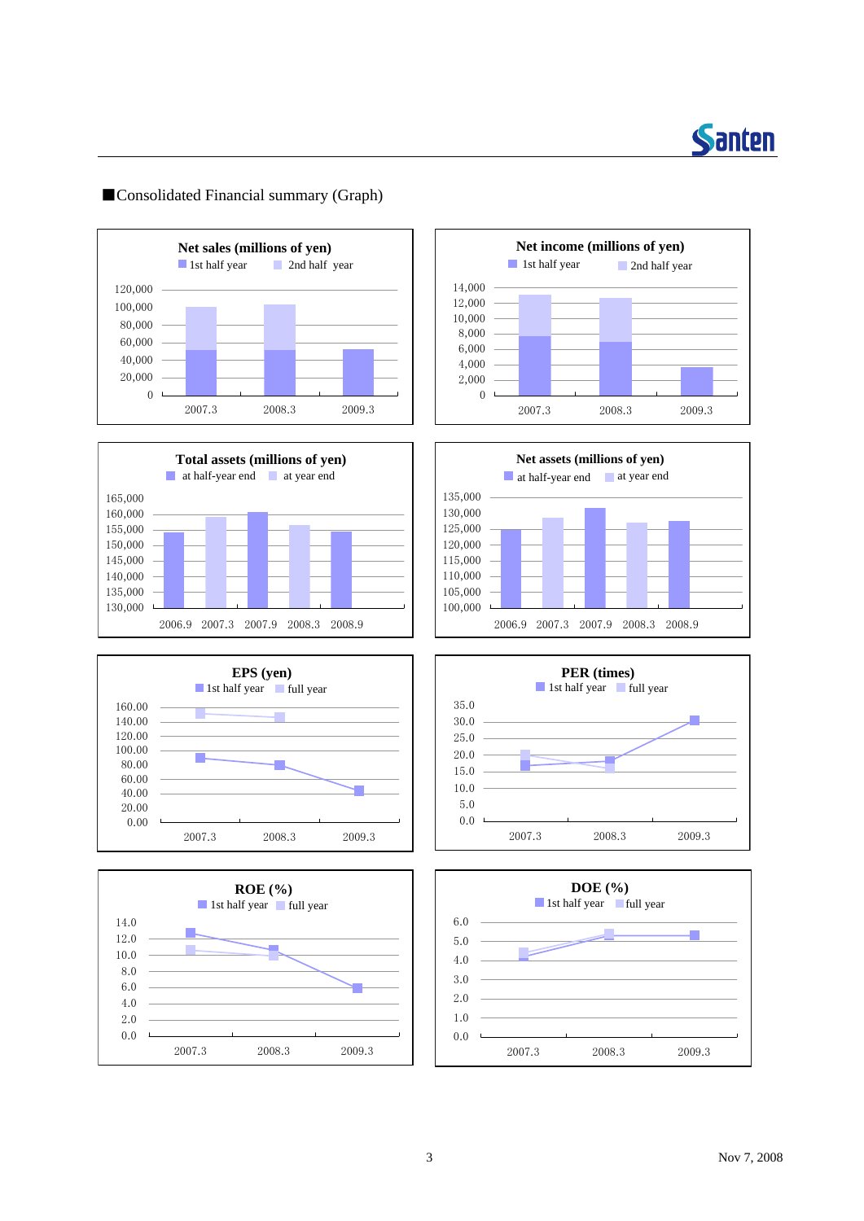■Consolidated Financial summary (Graph)

**Net sales (millions of yen)**

1st half year | 2nd half year

120,000
100,000
80,000
60,000
40,000
20,000
0

2007.3 2008.3 2009.3

**Net income (millions of yen)**

1st half year | 2nd half year

14,000
12,000
10,000
8,000
6,000
4,000
2,000
0

2007.3 2008.3 2009.3

**Total assets (millions of yen)**

at half-year end | at year end

165,000
160,000
155,000
150,000
145,000
140,000
135,000
130,000

2006.9 2007.3 2007.9 2008.3 2008.9

**Net assets (millions of yen)**

at half-year end | at year end

135,000
130,000
125,000
120,000
115,000
110,000
105,000
100,000

2006.9 2007.3 2007.9 2008.3 2008.9

**EPS (yen)**

1st half year | full year

160.00
140.00
120.00
100.00
80.00
60.00
40.00
20.00
0.00

2007.3 2008.3 2009.3

**PER (times)**

1st half year | full year

35.0
30.0
25.0
20.0
15.0
10.0
5.0
0.0

2007.3 2008.3 2009.3

**ROE (%)**

1st half year | full year

14.0
12.0
10.0
8.0
6.0
4.0
2.0
0.0

2007.3 2008.3 2009.3

**DOE (%)**

1st half year | full year

6.0
5.0
4.0
3.0
2.0
1.0
0.0

2007.3 2008.3 2009.3

Nov 7, 2008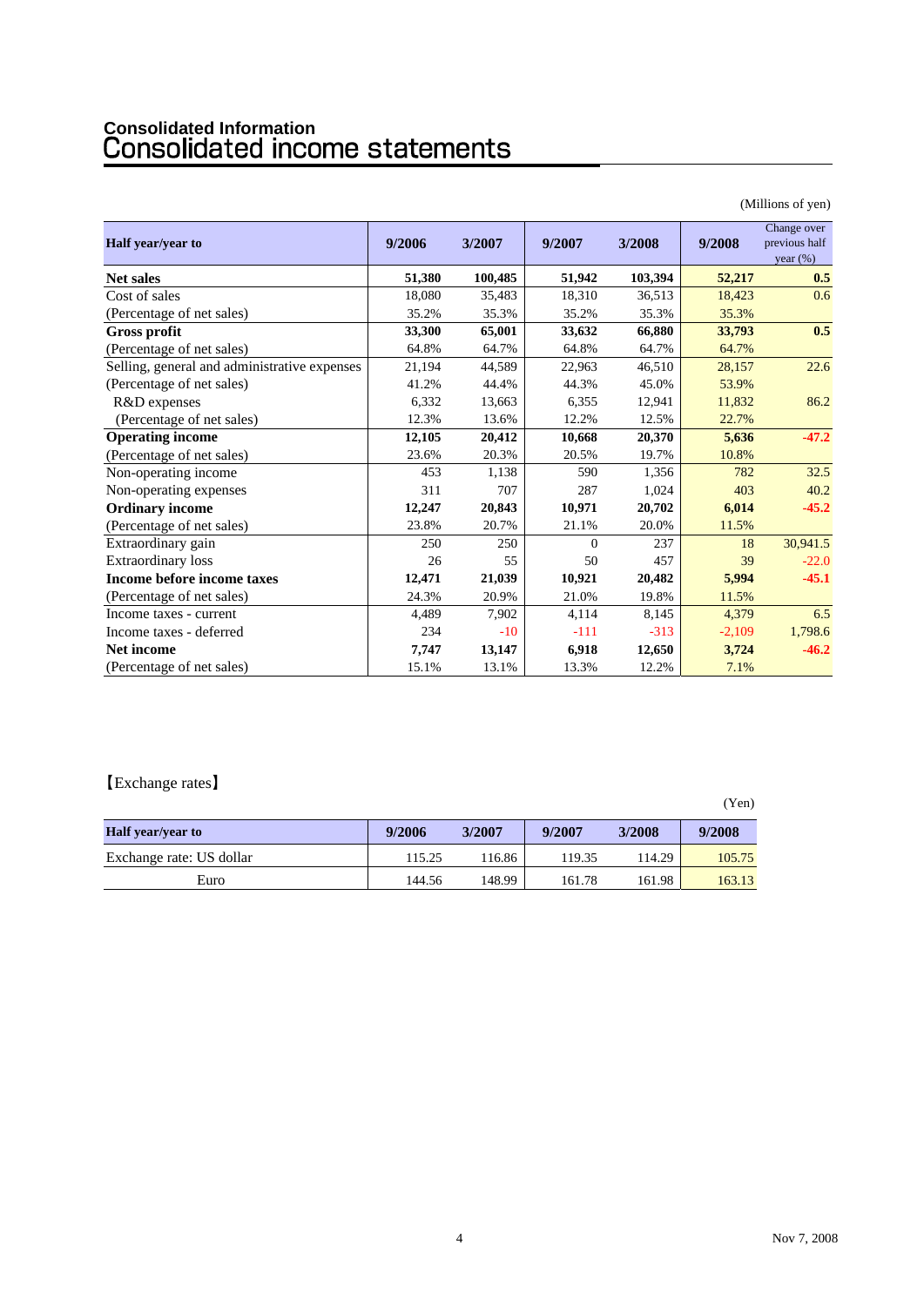## Consolidated Information

# Consolidated income statements

(Millions of yen)

| Half year/year to | 9/2006 | 3/2007 | 9/2007 | 3/2008 | 9/2008 | Change over previous half year (%) |
|---|---|---|---|---|---|---|
| **Net sales** | **51,380** | **100,485** | **51,942** | **103,394** | **52,217** | **0.5** |
| Cost of sales | 18,080 | 35,483 | 18,310 | 36,513 | 18,423 | 0.6 |
| (Percentage of net sales) | 35.2% | 35.3% | 35.2% | 35.3% | 35.3% | |
| **Gross profit** | **33,300** | **65,001** | **33,632** | **66,880** | **33,793** | **0.5** |
| (Percentage of net sales) | 64.8% | 64.7% | 64.8% | 64.7% | 64.7% | |
| Selling, general and administrative expenses | 21,194 | 44,589 | 22,963 | 46,510 | 28,157 | 22.6 |
| (Percentage of net sales) | 41.2% | 44.4% | 44.3% | 45.0% | 53.9% | |
| R&D expenses | 6,332 | 13,663 | 6,355 | 12,941 | 11,832 | 86.2 |
| (Percentage of net sales) | 12.3% | 13.6% | 12.2% | 12.5% | 22.7% | |
| **Operating income** | **12,105** | **20,412** | **10,668** | **20,370** | **5,636** | **-47.2** |
| (Percentage of net sales) | 23.6% | 20.3% | 20.5% | 19.7% | 10.8% | |
| Non-operating income | 453 | 1,138 | 590 | 1,356 | 782 | 32.5 |
| Non-operating expenses | 311 | 707 | 287 | 1,024 | 403 | 40.2 |
| **Ordinary income** | **12,247** | **20,843** | **10,971** | **20,702** | **6,014** | **-45.2** |
| (Percentage of net sales) | 23.8% | 20.7% | 21.1% | 20.0% | 11.5% | |
| Extraordinary gain | 250 | 250 | 0 | 237 | 18 | 30,941.5 |
| Extraordinary loss | 26 | 55 | 50 | 457 | 39 | -22.0 |
| **Income before income taxes** | **12,471** | **21,039** | **10,921** | **20,482** | **5,994** | **-45.1** |
| (Percentage of net sales) | 24.3% | 20.9% | 21.0% | 19.8% | 11.5% | |
| Income taxes - current | 4,489 | 7,902 | 4,114 | 8,145 | 4,379 | 6.5 |
| Income taxes - deferred | 234 | -10 | -111 | -313 | -2,109 | 1,798.6 |
| **Net income** | **7,747** | **13,147** | **6,918** | **12,650** | **3,724** | **-46.2** |
| (Percentage of net sales) | 15.1% | 13.1% | 13.3% | 12.2% | 7.1% | |

【Exchange rates】

(Yen)

| Half year/year to | 9/2006 | 3/2007 | 9/2007 | 3/2008 | 9/2008 |
|---|---|---|---|---|---|
| Exchange rate: US dollar | 115.25 | 116.86 | 119.35 | 114.29 | 105.75 |
| Euro | 144.56 | 148.99 | 161.78 | 161.98 | 163.13 |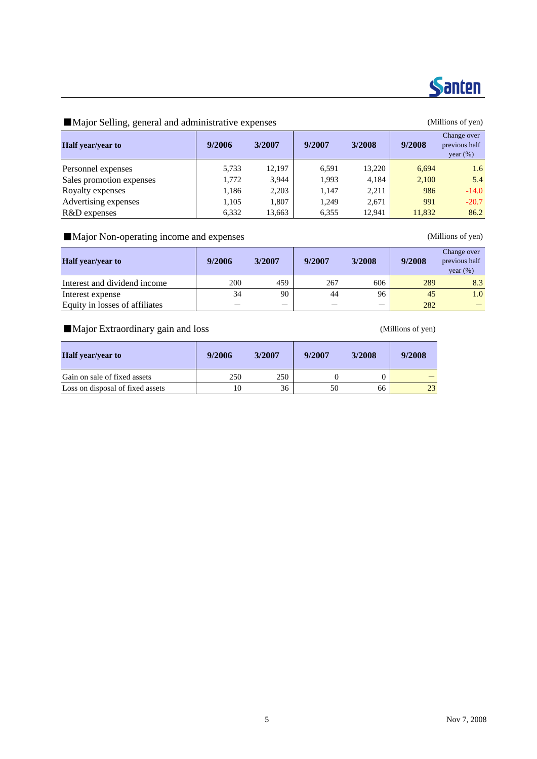■Major Selling, general and administrative expenses

(Millions of yen)

| Half year/year to | 9/2006 | 3/2007 | 9/2007 | 3/2008 | 9/2008 | Change over previous half year (%) |
|---|---|---|---|---|---|---|
| Personnel expenses | 5,733 | 12,197 | 6,591 | 13,220 | 6,694 | 1.6 |
| Sales promotion expenses | 1,772 | 3,944 | 1,993 | 4,184 | 2,100 | 5.4 |
| Royalty expenses | 1,186 | 2,203 | 1,147 | 2,211 | 986 | -14.0 |
| Advertising expenses | 1,105 | 1,807 | 1,249 | 2,671 | 991 | -20.7 |
| R&D expenses | 6,332 | 13,663 | 6,355 | 12,941 | 11,832 | 86.2 |

■Major Non-operating income and expenses

(Millions of yen)

| Half year/year to | 9/2006 | 3/2007 | 9/2007 | 3/2008 | 9/2008 | Change over previous half year (%) |
|---|---|---|---|---|---|---|
| Interest and dividend income | 200 | 459 | 267 | 606 | 289 | 8.3 |
| Interest expense | 34 | 90 | 44 | 96 | 45 | 1.0 |
| Equity in losses of affiliates | — | — | — | — | 282 | — |

■Major Extraordinary gain and loss

(Millions of yen)

| Half year/year to | 9/2006 | 3/2007 | 9/2007 | 3/2008 | 9/2008 |
|---|---|---|---|---|---|
| Gain on sale of fixed assets | 250 | 250 | 0 | 0 | — |
| Loss on disposal of fixed assets | 10 | 36 | 50 | 66 | 23 |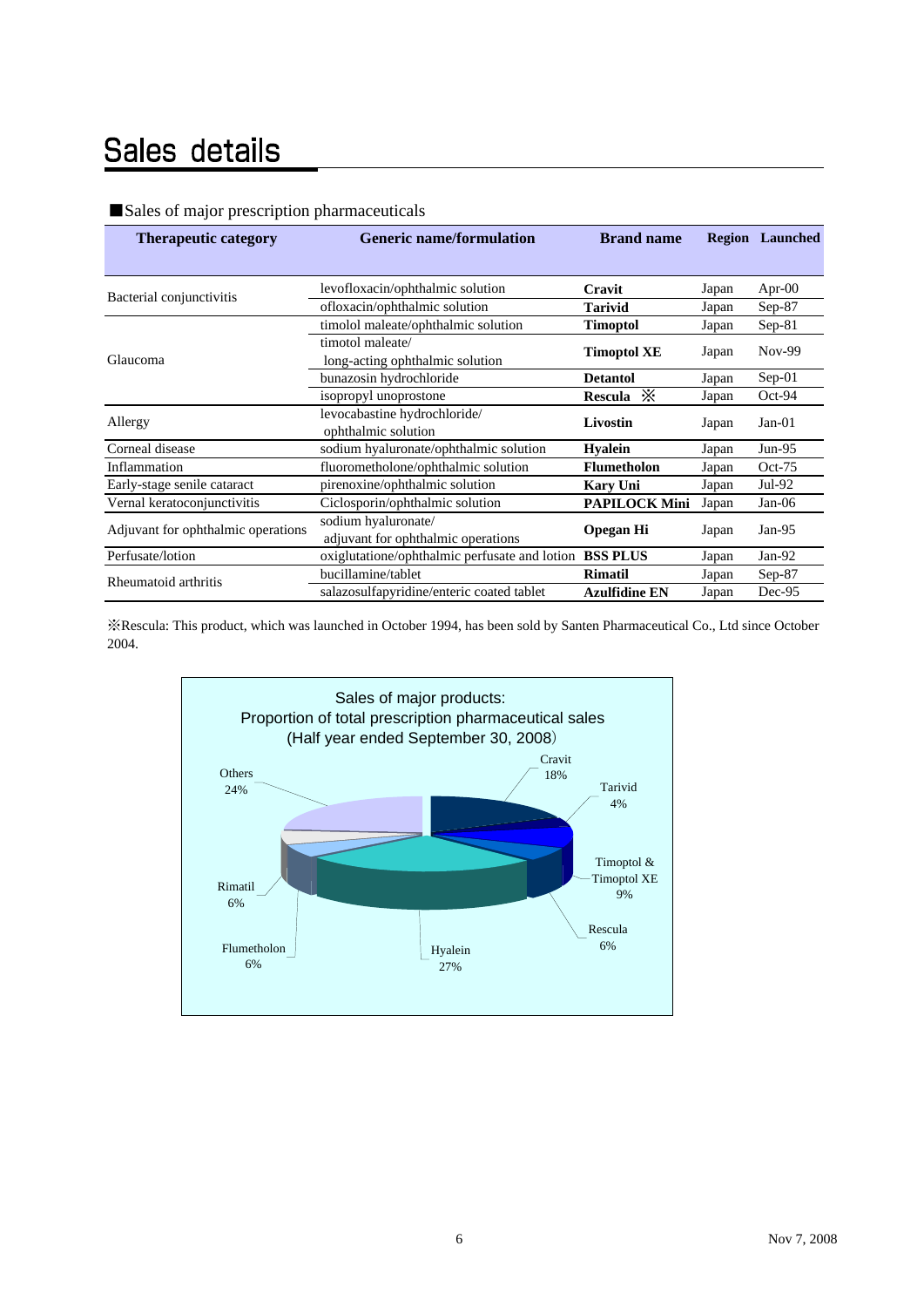# Sales details

■Sales of major prescription pharmaceuticals

| Therapeutic category | Generic name/formulation | Brand name | Region | Launched |
|---|---|---|---|---|
| Bacterial conjunctivitis | levofloxacin/ophthalmic solution | **Cravit** | Japan | Apr-00 |
| | ofloxacin/ophthalmic solution | **Tarivid** | Japan | Sep-87 |
| Glaucoma | timolol maleate/ophthalmic solution | **Timoptol** | Japan | Sep-81 |
| | timotol maleate/ long-acting ophthalmic solution | **Timoptol XE** | Japan | Nov-99 |
| | bunazosin hydrochloride | **Detantol** | Japan | Sep-01 |
| | isopropyl unoprostone | **Rescula** ※ | Japan | Oct-94 |
| Allergy | levocabastine hydrochloride/ ophthalmic solution | **Livostin** | Japan | Jan-01 |
| Corneal disease | sodium hyaluronate/ophthalmic solution | **Hyalein** | Japan | Jun-95 |
| Inflammation | fluorometholone/ophthalmic solution | **Flumetholon** | Japan | Oct-75 |
| Early-stage senile cataract | pirenoxine/ophthalmic solution | **Kary Uni** | Japan | Jul-92 |
| Vernal keratoconjunctivitis | Ciclosporin/ophthalmic solution | **PAPILOCK Mini** | Japan | Jan-06 |
| Adjuvant for ophthalmic operations | sodium hyaluronate/ adjuvant for ophthalmic operations | **Opegan Hi** | Japan | Jan-95 |
| Perfusate/lotion | oxiglutatione/ophthalmic perfusate and lotion | **BSS PLUS** | Japan | Jan-92 |
| Rheumatoid arthritis | bucillamine/tablet | **Rimatil** | Japan | Sep-87 |
| | salazosulfapyridine/enteric coated tablet | **Azulfidine EN** | Japan | Dec-95 |

※Rescula: This product, which was launched in October 1994, has been sold by Santen Pharmaceutical Co., Ltd since October 2004.

Sales of major products:
Proportion of total prescription pharmaceutical sales
(Half year ended September 30, 2008)

| Product | Share |
|---|---|
| Cravit | 18% |
| Tarivid | 4% |
| Timoptol & Timoptol XE | 9% |
| Rescula | 6% |
| Hyalein | 27% |
| Flumetholon | 6% |
| Rimatil | 6% |
| Others | 24% |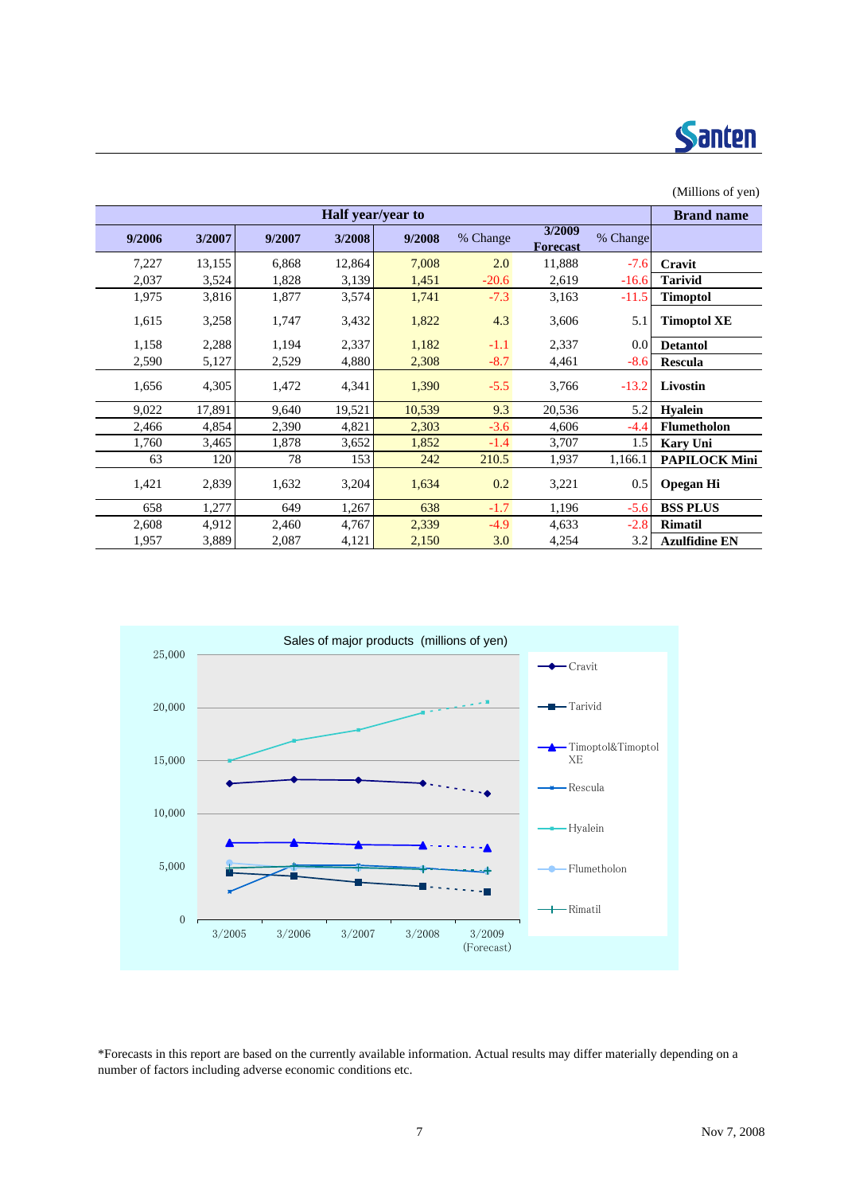(Millions of yen)

| Half year/year to | | | | | | | | Brand name |
|---|---|---|---|---|---|---|---|---|
| 9/2006 | 3/2007 | 9/2007 | 3/2008 | 9/2008 | % Change | 3/2009 Forecast | % Change | |
| 7,227 | 13,155 | 6,868 | 12,864 | 7,008 | 2.0 | 11,888 | -7.6 | **Cravit** |
| 2,037 | 3,524 | 1,828 | 3,139 | 1,451 | -20.6 | 2,619 | -16.6 | **Tarivid** |
| 1,975 | 3,816 | 1,877 | 3,574 | 1,741 | -7.3 | 3,163 | -11.5 | **Timoptol** |
| 1,615 | 3,258 | 1,747 | 3,432 | 1,822 | 4.3 | 3,606 | 5.1 | **Timoptol XE** |
| 1,158 | 2,288 | 1,194 | 2,337 | 1,182 | -1.1 | 2,337 | 0.0 | **Detantol** |
| 2,590 | 5,127 | 2,529 | 4,880 | 2,308 | -8.7 | 4,461 | -8.6 | **Rescula** |
| 1,656 | 4,305 | 1,472 | 4,341 | 1,390 | -5.5 | 3,766 | -13.2 | **Livostin** |
| 9,022 | 17,891 | 9,640 | 19,521 | 10,539 | 9.3 | 20,536 | 5.2 | **Hyalein** |
| 2,466 | 4,854 | 2,390 | 4,821 | 2,303 | -3.6 | 4,606 | -4.4 | **Flumetholon** |
| 1,760 | 3,465 | 1,878 | 3,652 | 1,852 | -1.4 | 3,707 | 1.5 | **Kary Uni** |
| 63 | 120 | 78 | 153 | 242 | 210.5 | 1,937 | 1,166.1 | **PAPILOCK Mini** |
| 1,421 | 2,839 | 1,632 | 3,204 | 1,634 | 0.2 | 3,221 | 0.5 | **Opegan Hi** |
| 658 | 1,277 | 649 | 1,267 | 638 | -1.7 | 1,196 | -5.6 | **BSS PLUS** |
| 2,608 | 4,912 | 2,460 | 4,767 | 2,339 | -4.9 | 4,633 | -2.8 | **Rimatil** |
| 1,957 | 3,889 | 2,087 | 4,121 | 2,150 | 3.0 | 4,254 | 3.2 | **Azulfidine EN** |

Sales of major products (millions of yen)

*Forecasts in this report are based on the currently available information. Actual results may differ materially depending on a number of factors including adverse economic conditions etc.

Nov 7, 2008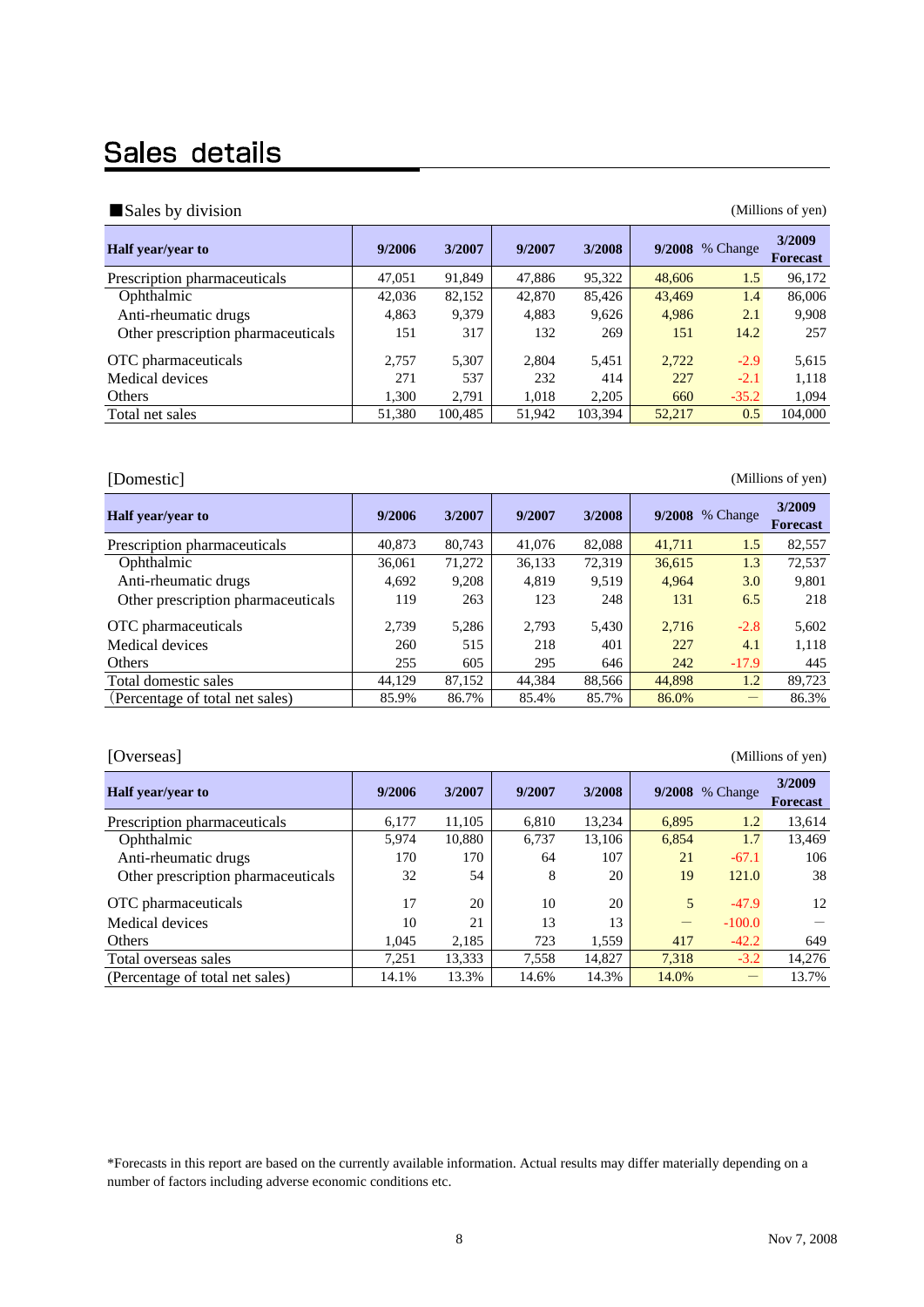# Sales details

■Sales by division

(Millions of yen)

| Half year/year to | 9/2006 | 3/2007 | 9/2007 | 3/2008 | 9/2008 | % Change | 3/2009 Forecast |
|---|---|---|---|---|---|---|---|
| Prescription pharmaceuticals | 47,051 | 91,849 | 47,886 | 95,322 | 48,606 | 1.5 | 96,172 |
| Ophthalmic | 42,036 | 82,152 | 42,870 | 85,426 | 43,469 | 1.4 | 86,006 |
| Anti-rheumatic drugs | 4,863 | 9,379 | 4,883 | 9,626 | 4,986 | 2.1 | 9,908 |
| Other prescription pharmaceuticals | 151 | 317 | 132 | 269 | 151 | 14.2 | 257 |
| OTC pharmaceuticals | 2,757 | 5,307 | 2,804 | 5,451 | 2,722 | -2.9 | 5,615 |
| Medical devices | 271 | 537 | 232 | 414 | 227 | -2.1 | 1,118 |
| Others | 1,300 | 2,791 | 1,018 | 2,205 | 660 | -35.2 | 1,094 |
| Total net sales | 51,380 | 100,485 | 51,942 | 103,394 | 52,217 | 0.5 | 104,000 |

[Domestic]

(Millions of yen)

| Half year/year to | 9/2006 | 3/2007 | 9/2007 | 3/2008 | 9/2008 | % Change | 3/2009 Forecast |
|---|---|---|---|---|---|---|---|
| Prescription pharmaceuticals | 40,873 | 80,743 | 41,076 | 82,088 | 41,711 | 1.5 | 82,557 |
| Ophthalmic | 36,061 | 71,272 | 36,133 | 72,319 | 36,615 | 1.3 | 72,537 |
| Anti-rheumatic drugs | 4,692 | 9,208 | 4,819 | 9,519 | 4,964 | 3.0 | 9,801 |
| Other prescription pharmaceuticals | 119 | 263 | 123 | 248 | 131 | 6.5 | 218 |
| OTC pharmaceuticals | 2,739 | 5,286 | 2,793 | 5,430 | 2,716 | -2.8 | 5,602 |
| Medical devices | 260 | 515 | 218 | 401 | 227 | 4.1 | 1,118 |
| Others | 255 | 605 | 295 | 646 | 242 | -17.9 | 445 |
| Total domestic sales | 44,129 | 87,152 | 44,384 | 88,566 | 44,898 | 1.2 | 89,723 |
| (Percentage of total net sales) | 85.9% | 86.7% | 85.4% | 85.7% | 86.0% | ― | 86.3% |

[Overseas]

(Millions of yen)

| Half year/year to | 9/2006 | 3/2007 | 9/2007 | 3/2008 | 9/2008 | % Change | 3/2009 Forecast |
|---|---|---|---|---|---|---|---|
| Prescription pharmaceuticals | 6,177 | 11,105 | 6,810 | 13,234 | 6,895 | 1.2 | 13,614 |
| Ophthalmic | 5,974 | 10,880 | 6,737 | 13,106 | 6,854 | 1.7 | 13,469 |
| Anti-rheumatic drugs | 170 | 170 | 64 | 107 | 21 | -67.1 | 106 |
| Other prescription pharmaceuticals | 32 | 54 | 8 | 20 | 19 | 121.0 | 38 |
| OTC pharmaceuticals | 17 | 20 | 10 | 20 | 5 | -47.9 | 12 |
| Medical devices | 10 | 21 | 13 | 13 | ― | -100.0 | ― |
| Others | 1,045 | 2,185 | 723 | 1,559 | 417 | -42.2 | 649 |
| Total overseas sales | 7,251 | 13,333 | 7,558 | 14,827 | 7,318 | -3.2 | 14,276 |
| (Percentage of total net sales) | 14.1% | 13.3% | 14.6% | 14.3% | 14.0% | ― | 13.7% |

*Forecasts in this report are based on the currently available information. Actual results may differ materially depending on a number of factors including adverse economic conditions etc.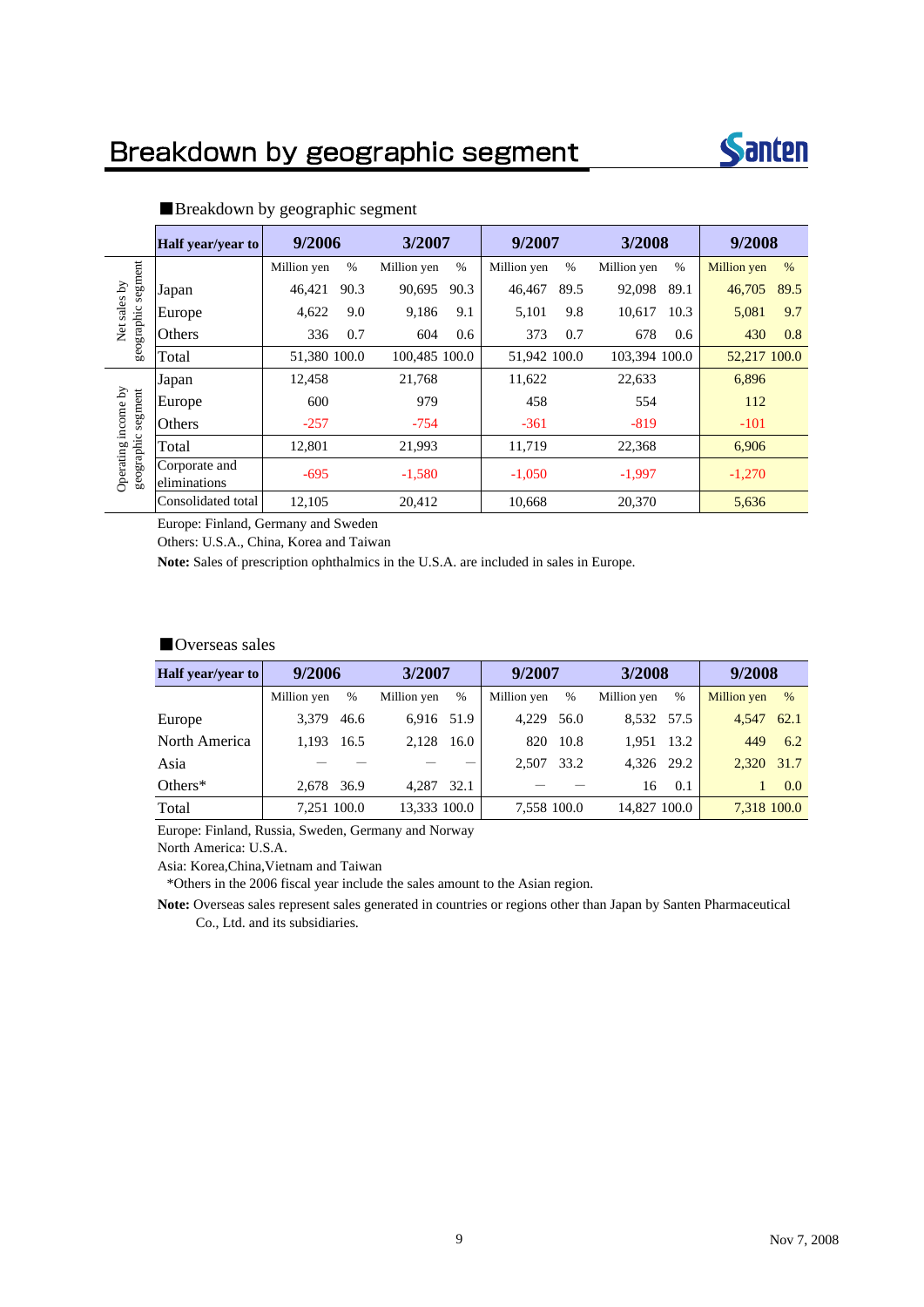# Breakdown by geographic segment

■Breakdown by geographic segment

| | Half year/year to | 9/2006 | | 3/2007 | | 9/2007 | | 3/2008 | | 9/2008 | |
|---|---|---|---|---|---|---|---|---|---|---|---|
| | | Million yen | % | Million yen | % | Million yen | % | Million yen | % | Million yen | % |
| Net sales by geographic segment | Japan | 46,421 | 90.3 | 90,695 | 90.3 | 46,467 | 89.5 | 92,098 | 89.1 | 46,705 | 89.5 |
| | Europe | 4,622 | 9.0 | 9,186 | 9.1 | 5,101 | 9.8 | 10,617 | 10.3 | 5,081 | 9.7 |
| | Others | 336 | 0.7 | 604 | 0.6 | 373 | 0.7 | 678 | 0.6 | 430 | 0.8 |
| | Total | 51,380 | 100.0 | 100,485 | 100.0 | 51,942 | 100.0 | 103,394 | 100.0 | 52,217 | 100.0 |
| Operating income by geographic segment | Japan | 12,458 | | 21,768 | | 11,622 | | 22,633 | | 6,896 | |
| | Europe | 600 | | 979 | | 458 | | 554 | | 112 | |
| | Others | -257 | | -754 | | -361 | | -819 | | -101 | |
| | Total | 12,801 | | 21,993 | | 11,719 | | 22,368 | | 6,906 | |
| | Corporate and eliminations | -695 | | -1,580 | | -1,050 | | -1,997 | | -1,270 | |
| | Consolidated total | 12,105 | | 20,412 | | 10,668 | | 20,370 | | 5,636 | |

Europe: Finland, Germany and Sweden

Others: U.S.A., China, Korea and Taiwan

**Note:** Sales of prescription ophthalmics in the U.S.A. are included in sales in Europe.

■Overseas sales

| Half year/year to | 9/2006 | | 3/2007 | | 9/2007 | | 3/2008 | | 9/2008 | |
|---|---|---|---|---|---|---|---|---|---|---|
| | Million yen | % | Million yen | % | Million yen | % | Million yen | % | Million yen | % |
| Europe | 3,379 | 46.6 | 6,916 | 51.9 | 4,229 | 56.0 | 8,532 | 57.5 | 4,547 | 62.1 |
| North America | 1,193 | 16.5 | 2,128 | 16.0 | 820 | 10.8 | 1,951 | 13.2 | 449 | 6.2 |
| Asia | — | — | — | — | 2,507 | 33.2 | 4,326 | 29.2 | 2,320 | 31.7 |
| Others* | 2,678 | 36.9 | 4,287 | 32.1 | — | — | 16 | 0.1 | 1 | 0.0 |
| Total | 7,251 | 100.0 | 13,333 | 100.0 | 7,558 | 100.0 | 14,827 | 100.0 | 7,318 | 100.0 |

Europe: Finland, Russia, Sweden, Germany and Norway

North America: U.S.A.

Asia: Korea,China,Vietnam and Taiwan

*Others in the 2006 fiscal year include the sales amount to the Asian region.

**Note:** Overseas sales represent sales generated in countries or regions other than Japan by Santen Pharmaceutical Co., Ltd. and its subsidiaries.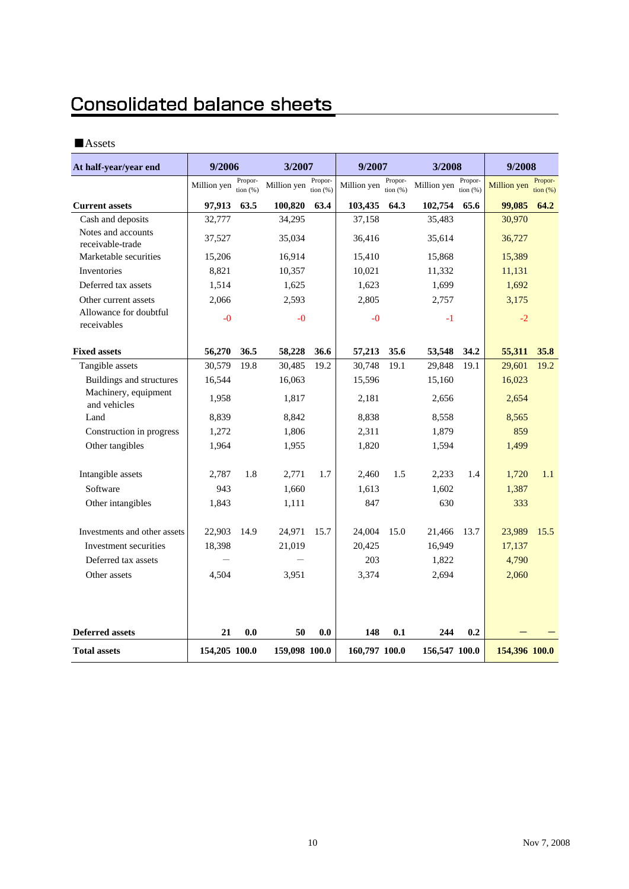# Consolidated balance sheets

■Assets

| At half-year/year end | 9/2006 | | 3/2007 | | 9/2007 | | 3/2008 | | 9/2008 | |
|---|---|---|---|---|---|---|---|---|---|---|
| | Million yen | Proportion (%) | Million yen | Proportion (%) | Million yen | Proportion (%) | Million yen | Proportion (%) | Million yen | Proportion (%) |
| **Current assets** | **97,913** | **63.5** | **100,820** | **63.4** | **103,435** | **64.3** | **102,754** | **65.6** | **99,085** | **64.2** |
| Cash and deposits | 32,777 | | 34,295 | | 37,158 | | 35,483 | | 30,970 | |
| Notes and accounts receivable-trade | 37,527 | | 35,034 | | 36,416 | | 35,614 | | 36,727 | |
| Marketable securities | 15,206 | | 16,914 | | 15,410 | | 15,868 | | 15,389 | |
| Inventories | 8,821 | | 10,357 | | 10,021 | | 11,332 | | 11,131 | |
| Deferred tax assets | 1,514 | | 1,625 | | 1,623 | | 1,699 | | 1,692 | |
| Other current assets | 2,066 | | 2,593 | | 2,805 | | 2,757 | | 3,175 | |
| Allowance for doubtful receivables | -0 | | -0 | | -0 | | -1 | | -2 | |
| **Fixed assets** | **56,270** | **36.5** | **58,228** | **36.6** | **57,213** | **35.6** | **53,548** | **34.2** | **55,311** | **35.8** |
| Tangible assets | 30,579 | 19.8 | 30,485 | 19.2 | 30,748 | 19.1 | 29,848 | 19.1 | 29,601 | 19.2 |
| Buildings and structures | 16,544 | | 16,063 | | 15,596 | | 15,160 | | 16,023 | |
| Machinery, equipment and vehicles | 1,958 | | 1,817 | | 2,181 | | 2,656 | | 2,654 | |
| Land | 8,839 | | 8,842 | | 8,838 | | 8,558 | | 8,565 | |
| Construction in progress | 1,272 | | 1,806 | | 2,311 | | 1,879 | | 859 | |
| Other tangibles | 1,964 | | 1,955 | | 1,820 | | 1,594 | | 1,499 | |
| Intangible assets | 2,787 | 1.8 | 2,771 | 1.7 | 2,460 | 1.5 | 2,233 | 1.4 | 1,720 | 1.1 |
| Software | 943 | | 1,660 | | 1,613 | | 1,602 | | 1,387 | |
| Other intangibles | 1,843 | | 1,111 | | 847 | | 630 | | 333 | |
| Investments and other assets | 22,903 | 14.9 | 24,971 | 15.7 | 24,004 | 15.0 | 21,466 | 13.7 | 23,989 | 15.5 |
| Investment securities | 18,398 | | 21,019 | | 20,425 | | 16,949 | | 17,137 | |
| Deferred tax assets | — | | — | | 203 | | 1,822 | | 4,790 | |
| Other assets | 4,504 | | 3,951 | | 3,374 | | 2,694 | | 2,060 | |
| **Deferred assets** | **21** | **0.0** | **50** | **0.0** | **148** | **0.1** | **244** | **0.2** | **—** | **—** |
| **Total assets** | **154,205** | **100.0** | **159,098** | **100.0** | **160,797** | **100.0** | **156,547** | **100.0** | **154,396** | **100.0** |

Nov 7, 2008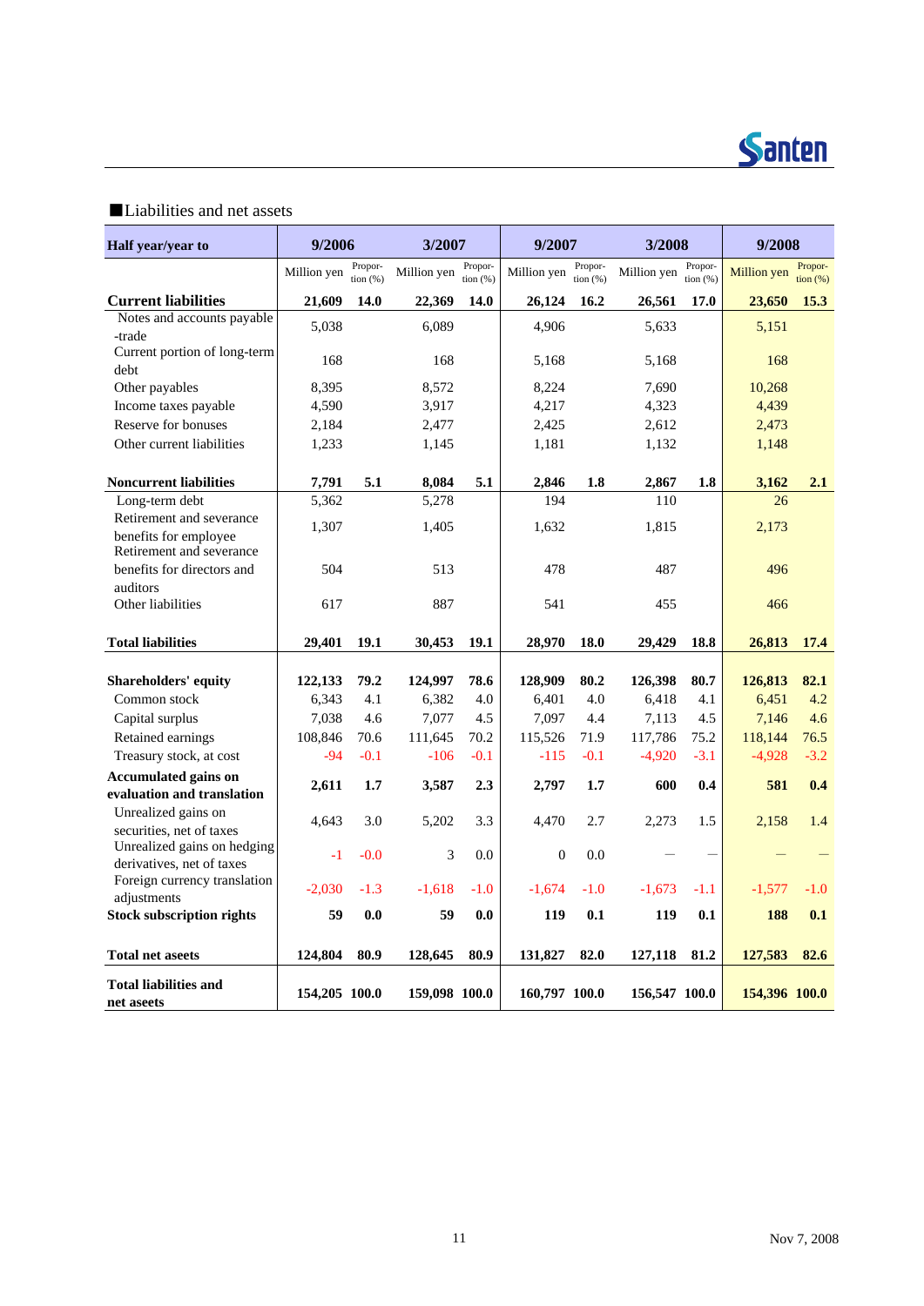■Liabilities and net assets

| Half year/year to | 9/2006 | | 3/2007 | | 9/2007 | | 3/2008 | | 9/2008 | |
|---|---|---|---|---|---|---|---|---|---|---|
| | Million yen | Propor-tion (%) | Million yen | Propor-tion (%) | Million yen | Propor-tion (%) | Million yen | Propor-tion (%) | Million yen | Propor-tion (%) |
| **Current liabilities** | **21,609** | **14.0** | **22,369** | **14.0** | **26,124** | **16.2** | **26,561** | **17.0** | **23,650** | **15.3** |
| Notes and accounts payable -trade | 5,038 | | 6,089 | | 4,906 | | 5,633 | | 5,151 | |
| Current portion of long-term debt | 168 | | 168 | | 5,168 | | 5,168 | | 168 | |
| Other payables | 8,395 | | 8,572 | | 8,224 | | 7,690 | | 10,268 | |
| Income taxes payable | 4,590 | | 3,917 | | 4,217 | | 4,323 | | 4,439 | |
| Reserve for bonuses | 2,184 | | 2,477 | | 2,425 | | 2,612 | | 2,473 | |
| Other current liabilities | 1,233 | | 1,145 | | 1,181 | | 1,132 | | 1,148 | |
| **Noncurrent liabilities** | **7,791** | **5.1** | **8,084** | **5.1** | **2,846** | **1.8** | **2,867** | **1.8** | **3,162** | **2.1** |
| Long-term debt | 5,362 | | 5,278 | | 194 | | 110 | | 26 | |
| Retirement and severance benefits for employee | 1,307 | | 1,405 | | 1,632 | | 1,815 | | 2,173 | |
| Retirement and severance benefits for directors and auditors | 504 | | 513 | | 478 | | 487 | | 496 | |
| Other liabilities | 617 | | 887 | | 541 | | 455 | | 466 | |
| **Total liabilities** | **29,401** | **19.1** | **30,453** | **19.1** | **28,970** | **18.0** | **29,429** | **18.8** | **26,813** | **17.4** |
| **Shareholders' equity** | **122,133** | **79.2** | **124,997** | **78.6** | **128,909** | **80.2** | **126,398** | **80.7** | **126,813** | **82.1** |
| Common stock | 6,343 | 4.1 | 6,382 | 4.0 | 6,401 | 4.0 | 6,418 | 4.1 | 6,451 | 4.2 |
| Capital surplus | 7,038 | 4.6 | 7,077 | 4.5 | 7,097 | 4.4 | 7,113 | 4.5 | 7,146 | 4.6 |
| Retained earnings | 108,846 | 70.6 | 111,645 | 70.2 | 115,526 | 71.9 | 117,786 | 75.2 | 118,144 | 76.5 |
| Treasury stock, at cost | -94 | -0.1 | -106 | -0.1 | -115 | -0.1 | -4,920 | -3.1 | -4,928 | -3.2 |
| **Accumulated gains on evaluation and translation** | **2,611** | **1.7** | **3,587** | **2.3** | **2,797** | **1.7** | **600** | **0.4** | **581** | **0.4** |
| Unrealized gains on securities, net of taxes | 4,643 | 3.0 | 5,202 | 3.3 | 4,470 | 2.7 | 2,273 | 1.5 | 2,158 | 1.4 |
| Unrealized gains on hedging derivatives, net of taxes | -1 | -0.0 | 3 | 0.0 | 0 | 0.0 | — | — | — | — |
| Foreign currency translation adjustments | -2,030 | -1.3 | -1,618 | -1.0 | -1,674 | -1.0 | -1,673 | -1.1 | -1,577 | -1.0 |
| **Stock subscription rights** | **59** | **0.0** | **59** | **0.0** | **119** | **0.1** | **119** | **0.1** | **188** | **0.1** |
| **Total net aseets** | **124,804** | **80.9** | **128,645** | **80.9** | **131,827** | **82.0** | **127,118** | **81.2** | **127,583** | **82.6** |
| **Total liabilities and net aseets** | **154,205** | **100.0** | **159,098** | **100.0** | **160,797** | **100.0** | **156,547** | **100.0** | **154,396** | **100.0** |

Nov 7, 2008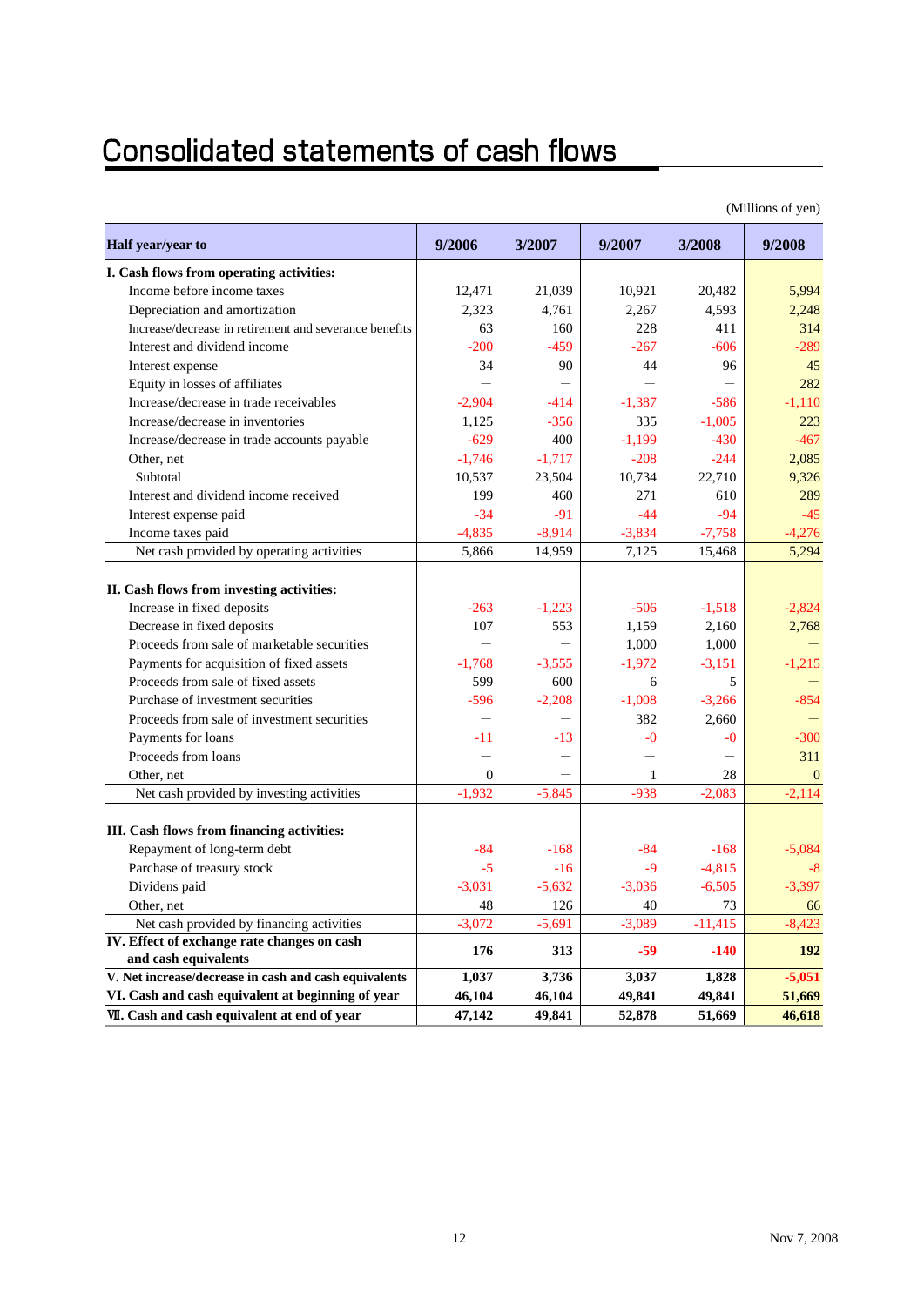# Consolidated statements of cash flows

(Millions of yen)

| Half year/year to | 9/2006 | 3/2007 | 9/2007 | 3/2008 | 9/2008 |
|---|---|---|---|---|---|
| **I. Cash flows from operating activities:** | | | | | |
| Income before income taxes | 12,471 | 21,039 | 10,921 | 20,482 | 5,994 |
| Depreciation and amortization | 2,323 | 4,761 | 2,267 | 4,593 | 2,248 |
| Increase/decrease in retirement and severance benefits | 63 | 160 | 228 | 411 | 314 |
| Interest and dividend income | -200 | -459 | -267 | -606 | -289 |
| Interest expense | 34 | 90 | 44 | 96 | 45 |
| Equity in losses of affiliates | — | — | — | — | 282 |
| Increase/decrease in trade receivables | -2,904 | -414 | -1,387 | -586 | -1,110 |
| Increase/decrease in inventories | 1,125 | -356 | 335 | -1,005 | 223 |
| Increase/decrease in trade accounts payable | -629 | 400 | -1,199 | -430 | -467 |
| Other, net | -1,746 | -1,717 | -208 | -244 | 2,085 |
| Subtotal | 10,537 | 23,504 | 10,734 | 22,710 | 9,326 |
| Interest and dividend income received | 199 | 460 | 271 | 610 | 289 |
| Interest expense paid | -34 | -91 | -44 | -94 | -45 |
| Income taxes paid | -4,835 | -8,914 | -3,834 | -7,758 | -4,276 |
| Net cash provided by operating activities | 5,866 | 14,959 | 7,125 | 15,468 | 5,294 |
| **II. Cash flows from investing activities:** | | | | | |
| Increase in fixed deposits | -263 | -1,223 | -506 | -1,518 | -2,824 |
| Decrease in fixed deposits | 107 | 553 | 1,159 | 2,160 | 2,768 |
| Proceeds from sale of marketable securities | — | — | 1,000 | 1,000 | — |
| Payments for acquisition of fixed assets | -1,768 | -3,555 | -1,972 | -3,151 | -1,215 |
| Proceeds from sale of fixed assets | 599 | 600 | 6 | 5 | — |
| Purchase of investment securities | -596 | -2,208 | -1,008 | -3,266 | -854 |
| Proceeds from sale of investment securities | — | — | 382 | 2,660 | — |
| Payments for loans | -11 | -13 | -0 | -0 | -300 |
| Proceeds from loans | — | — | — | — | 311 |
| Other, net | 0 | — | 1 | 28 | 0 |
| Net cash provided by investing activities | -1,932 | -5,845 | -938 | -2,083 | -2,114 |
| **III. Cash flows from financing activities:** | | | | | |
| Repayment of long-term debt | -84 | -168 | -84 | -168 | -5,084 |
| Parchase of treasury stock | -5 | -16 | -9 | -4,815 | -8 |
| Dividens paid | -3,031 | -5,632 | -3,036 | -6,505 | -3,397 |
| Other, net | 48 | 126 | 40 | 73 | 66 |
| Net cash provided by financing activities | -3,072 | -5,691 | -3,089 | -11,415 | -8,423 |
| **IV. Effect of exchange rate changes on cash and cash equivalents** | **176** | **313** | **-59** | **-140** | **192** |
| **V. Net increase/decrease in cash and cash equivalents** | **1,037** | **3,736** | **3,037** | **1,828** | **-5,051** |
| **VI. Cash and cash equivalent at beginning of year** | **46,104** | **46,104** | **49,841** | **49,841** | **51,669** |
| **VII. Cash and cash equivalent at end of year** | **47,142** | **49,841** | **52,878** | **51,669** | **46,618** |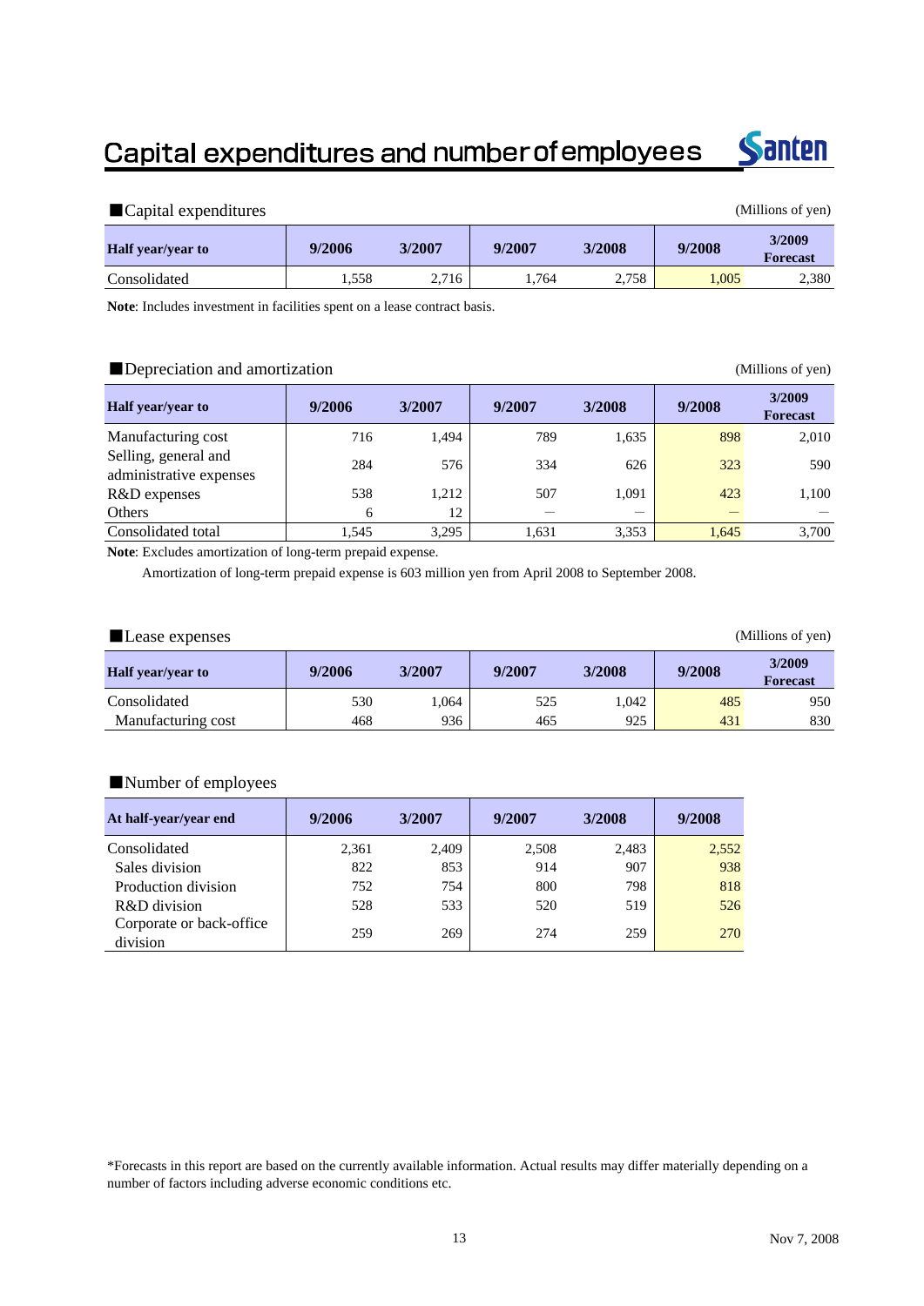# Capital expenditures and number of employees

Santen

## ■Capital expenditures

(Millions of yen)

| Half year/year to | 9/2006 | 3/2007 | 9/2007 | 3/2008 | 9/2008 | 3/2009 Forecast |
|---|---|---|---|---|---|---|
| Consolidated | 1,558 | 2,716 | 1,764 | 2,758 | 1,005 | 2,380 |

**Note**: Includes investment in facilities spent on a lease contract basis.

## ■Depreciation and amortization

(Millions of yen)

| Half year/year to | 9/2006 | 3/2007 | 9/2007 | 3/2008 | 9/2008 | 3/2009 Forecast |
|---|---|---|---|---|---|---|
| Manufacturing cost | 716 | 1,494 | 789 | 1,635 | 898 | 2,010 |
| Selling, general and administrative expenses | 284 | 576 | 334 | 626 | 323 | 590 |
| R&D expenses | 538 | 1,212 | 507 | 1,091 | 423 | 1,100 |
| Others | 6 | 12 | — | — | — | — |
| Consolidated total | 1,545 | 3,295 | 1,631 | 3,353 | 1,645 | 3,700 |

**Note**: Excludes amortization of long-term prepaid expense.

Amortization of long-term prepaid expense is 603 million yen from April 2008 to September 2008.

## ■Lease expenses

(Millions of yen)

| Half year/year to | 9/2006 | 3/2007 | 9/2007 | 3/2008 | 9/2008 | 3/2009 Forecast |
|---|---|---|---|---|---|---|
| Consolidated | 530 | 1,064 | 525 | 1,042 | 485 | 950 |
| Manufacturing cost | 468 | 936 | 465 | 925 | 431 | 830 |

## ■Number of employees

| At half-year/year end | 9/2006 | 3/2007 | 9/2007 | 3/2008 | 9/2008 |
|---|---|---|---|---|---|
| Consolidated | 2,361 | 2,409 | 2,508 | 2,483 | 2,552 |
| Sales division | 822 | 853 | 914 | 907 | 938 |
| Production division | 752 | 754 | 800 | 798 | 818 |
| R&D division | 528 | 533 | 520 | 519 | 526 |
| Corporate or back-office division | 259 | 269 | 274 | 259 | 270 |

*Forecasts in this report are based on the currently available information. Actual results may differ materially depending on a number of factors including adverse economic conditions etc.

Nov 7, 2008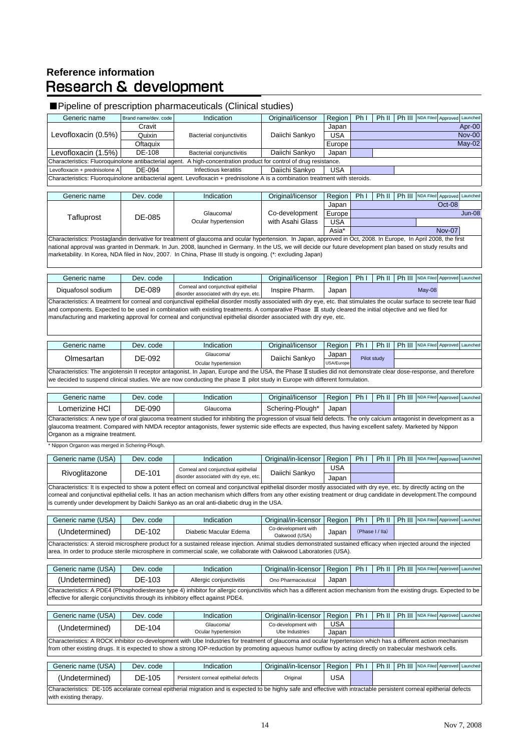## Reference information

# Research & development

### ■Pipeline of prescription pharmaceuticals (Clinical studies)

| Generic name | Brand name/dev. code | Indication | Original/licensor | Region | Ph I | Ph II | Ph III | NDA Filed | Approved | Launched |
|---|---|---|---|---|---|---|---|---|---|---|
| Levofloxacin (0.5%) | Cravit | Bacterial conjunctivitis | Daiichi Sankyo | Japan | | | | | | Apr-00 |
| | Quixin | | | USA | | | | | | Nov-00 |
| | Oftaquix | | | Europe | | | | | | May-02 |
| Levofloxacin (1.5%) | DE-108 | Bacterial conjunctivitis | Daiichi Sankyo | Japan | | | | | | |

Characteristics: Fluoroquinolone antibacterial agent. A high-concentration product for control of drug resistance.

| Generic name | Brand name/dev. code | Indication | Original/licensor | Region | Ph I | Ph II | Ph III | NDA Filed | Approved | Launched |
|---|---|---|---|---|---|---|---|---|---|---|
| Levofloxacin + prednisolone A | DE-094 | Infectious keratitis | Daiichi Sankyo | USA | | | | | | |

Characteristics: Fluoroquinolone antibacterial agent. Levofloxacin + prednisolone A is a combination treatment with steroids.

| Generic name | Dev. code | Indication | Original/licensor | Region | Ph I | Ph II | Ph III | NDA Filed | Approved | Launched |
|---|---|---|---|---|---|---|---|---|---|---|
| Tafluprost | DE-085 | Glaucoma/ Ocular hypertension | Co-development with Asahi Glass | Japan | | | | | Oct-08 | |
| | | | | Europe | | | | | | Jun-08 |
| | | | | USA | | | | | | |
| | | | | Asia* | | | | Nov-07 | | |

Characteristics: Prostaglandin derivative for treatment of glaucoma and ocular hypertension. In Japan, approved in Oct, 2008. In Europe, In April 2008, the first national approval was granted in Denmark. In Jun. 2008, launched in Germany. In the US, we will decide our future development plan based on study results and marketability. In Korea, NDA filed in Nov, 2007. In China, Phase III study is ongoing. (*: excluding Japan)

| Generic name | Dev. code | Indication | Original/licensor | Region | Ph I | Ph II | Ph III | NDA Filed | Approved | Launched |
|---|---|---|---|---|---|---|---|---|---|---|
| Diquafosol sodium | DE-089 | Corneal and conjunctival epithelial disorder associated with dry eye, etc. | Inspire Pharm. | Japan | | | | May-08 | | |

Characteristics: A treatment for corneal and conjunctival epithelial disorder mostly associated with dry eye, etc. that stimulates the ocular surface to secrete tear fluid and components. Expected to be used in combination with existing treatments. A comparative Phase Ⅲ study cleared the initial objective and we filed for manufacturing and marketing approval for corneal and conjunctival epithelial disorder associated with dry eye, etc.

| Generic name | Dev. code | Indication | Original/licensor | Region | Ph I | Ph II | Ph III | NDA Filed | Approved | Launched |
|---|---|---|---|---|---|---|---|---|---|---|
| Olmesartan | DE-092 | Glaucoma/ Ocular hypertension | Daiichi Sankyo | Japan | Pilot study | | | | | |
| | | | | USA/Europe | | | | | | |

Characteristics: The angiotensin II receptor antagonist. In Japan, Europe and the USA, the Phase Ⅱ studies did not demonstrate clear dose-response, and therefore we decided to suspend clinical studies. We are now conducting the phase Ⅱ pilot study in Europe with different formulation.

| Generic name | Dev. code | Indication | Original/licensor | Region | Ph I | Ph II | Ph III | NDA Filed | Approved | Launched |
|---|---|---|---|---|---|---|---|---|---|---|
| Lomerizine HCl | DE-090 | Glaucoma | Schering-Plough* | Japan | | | | | | |

Characteristics: A new type of oral glaucoma treatment studied for inhibiting the progression of visual field defects. The only calcium antagonist in development as a glaucoma treatment. Compared with NMDA receptor antagonists, fewer systemic side effects are expected, thus having excellent safety. Marketed by Nippon Organon as a migraine treatment.

\* Nippon Organon was merged in Schering-Plough.

| Generic name (USA) | Dev. code | Indication | Original/in-licensor | Region | Ph I | Ph II | Ph III | NDA Filed | Approved | Launched |
|---|---|---|---|---|---|---|---|---|---|---|
| Rivoglitazone | DE-101 | Corneal and conjunctival epithelial disorder associated with dry eye, etc. | Daiichi Sankyo | USA | | | | | | |
| | | | | Japan | | | | | | |

Characteristics: It is expected to show a potent effect on corneal and conjunctival epithelial disorder mostly associated with dry eye, etc. by directly acting on the corneal and conjunctival epithelial cells. It has an action mechanism which differs from any other existing treatment or drug candidate in development.The compound is currently under development by Daiichi Sankyo as an oral anti-diabetic drug in the USA.

| Generic name (USA) | Dev. code | Indication | Original/in-licensor | Region | Ph I | Ph II | Ph III | NDA Filed | Approved | Launched |
|---|---|---|---|---|---|---|---|---|---|---|
| (Undetermined) | DE-102 | Diabetic Macular Edema | Co-development with Oakwood (USA) | Japan | (Phase I / IIa) | | | | | |

Characteristics: A steroid microsphere product for a sustained release injection. Animal studies demonstrated sustained efficacy when injected around the injected area. In order to produce sterile microsphere in commercial scale, we collaborate with Oakwood Laboratories (USA).

| Generic name (USA) | Dev. code | Indication | Original/in-licensor | Region | Ph I | Ph II | Ph III | NDA Filed | Approved | Launched |
|---|---|---|---|---|---|---|---|---|---|---|
| (Undetermined) | DE-103 | Allergic conjunctivitis | Ono Pharmaceutical | Japan | | | | | | |

Characteristics: A PDE4 (Phosphodiesterase type 4) inhibitor for allergic conjunctivitis which has a different action mechanism from the existing drugs. Expected to be effective for allergic conjunctivitis through its inhibitory effect against PDE4.

| Generic name (USA) | Dev. code | Indication | Original/in-licensor | Region | Ph I | Ph II | Ph III | NDA Filed | Approved | Launched |
|---|---|---|---|---|---|---|---|---|---|---|
| (Undetermined) | DE-104 | Glaucoma/ Ocular hypertension | Co-development with Ube Industries | USA | | | | | | |
| | | | | Japan | | | | | | |

Characteristics: A ROCK inhibitor co-development with Ube Industries for treatment of glaucoma and ocular hypertension which has a different action mechanism from other existing drugs. It is expected to show a strong IOP-reduction by promoting aqueous humor outflow by acting directly on trabecular meshwork cells.

| Generic name (USA) | Dev. code | Indication | Original/in-licensor | Region | Ph I | Ph II | Ph III | NDA Filed | Approved | Launched |
|---|---|---|---|---|---|---|---|---|---|---|
| (Undetermined) | DE-105 | Persistent corneal epithelial defects | Original | USA | | | | | | |

Characteristics: DE-105 accelarate corneal epitherial migration and is expected to be highly safe and effective with intractable persistent corneal epitherial defects with existing therapy.

Nov 7, 2008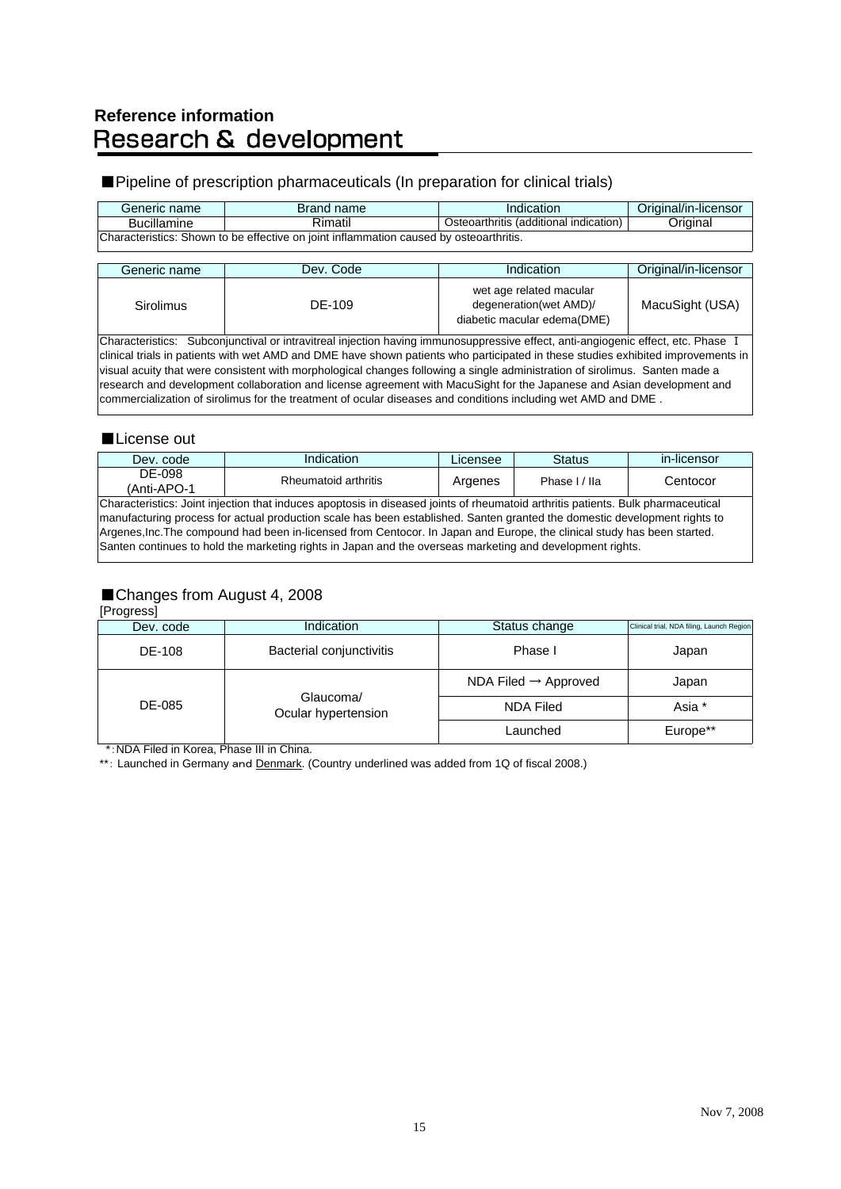## Reference information
# Research & development

### ■Pipeline of prescription pharmaceuticals (In preparation for clinical trials)

| Generic name | Brand name | Indication | Original/in-licensor |
|---|---|---|---|
| Bucillamine | Rimatil | Osteoarthritis (additional indication) | Original |
| Characteristics: Shown to be effective on joint inflammation caused by osteoarthritis. | | | |

| Generic name | Dev. Code | Indication | Original/in-licensor |
|---|---|---|---|
| Sirolimus | DE-109 | wet age related macular degeneration(wet AMD)/ diabetic macular edema(DME) | MacuSight (USA) |
| Characteristics: Subconjunctival or intravitreal injection having immunosuppressive effect, anti-angiogenic effect, etc. Phase I clinical trials in patients with wet AMD and DME have shown patients who participated in these studies exhibited improvements in visual acuity that were consistent with morphological changes following a single administration of sirolimus. Santen made a research and development collaboration and license agreement with MacuSight for the Japanese and Asian development and commercialization of sirolimus for the treatment of ocular diseases and conditions including wet AMD and DME . | | | |

### ■License out

| Dev. code | Indication | Licensee | Status | in-licensor |
|---|---|---|---|---|
| DE-098 (Anti-APO-1 | Rheumatoid arthritis | Argenes | Phase I / IIa | Centocor |
| Characteristics: Joint injection that induces apoptosis in diseased joints of rheumatoid arthritis patients. Bulk pharmaceutical manufacturing process for actual production scale has been established. Santen granted the domestic development rights to Argenes,Inc.The compound had been in-licensed from Centocor. In Japan and Europe, the clinical study has been started. Santen continues to hold the marketing rights in Japan and the overseas marketing and development rights. | | | | |

### ■Changes from August 4, 2008

[Progress]

| Dev. code | Indication | Status change | Clinical trial, NDA filing, Launch Region |
|---|---|---|---|
| DE-108 | Bacterial conjunctivitis | Phase I | Japan |
| DE-085 | Glaucoma/ Ocular hypertension | NDA Filed → Approved | Japan |
| | | NDA Filed | Asia * |
| | | Launched | Europe** |

*: NDA Filed in Korea, Phase III in China.

**: Launched in Germany and Denmark. (Country underlined was added from 1Q of fiscal 2008.)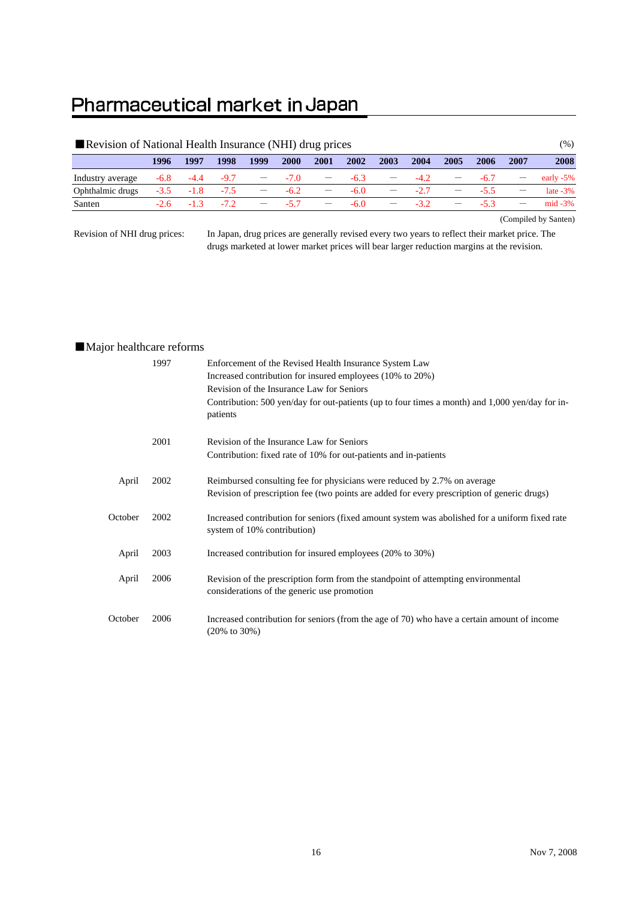# Pharmaceutical market in Japan

■Revision of National Health Insurance (NHI) drug prices

(%)

| | 1996 | 1997 | 1998 | 1999 | 2000 | 2001 | 2002 | 2003 | 2004 | 2005 | 2006 | 2007 | 2008 |
|---|---|---|---|---|---|---|---|---|---|---|---|---|---|
| Industry average | -6.8 | -4.4 | -9.7 | — | -7.0 | — | -6.3 | — | -4.2 | — | -6.7 | — | early -5% |
| Ophthalmic drugs | -3.5 | -1.8 | -7.5 | — | -6.2 | — | -6.0 | — | -2.7 | — | -5.5 | — | late -3% |
| Santen | -2.6 | -1.3 | -7.2 | — | -5.7 | — | -6.0 | — | -3.2 | — | -5.3 | — | mid -3% |

(Compiled by Santen)

Revision of NHI drug prices: In Japan, drug prices are generally revised every two years to reflect their market price. The drugs marketed at lower market prices will bear larger reduction margins at the revision.

■Major healthcare reforms

| | | |
|---|---|---|
| | 1997 | Enforcement of the Revised Health Insurance System Law<br>Increased contribution for insured employees (10% to 20%)<br>Revision of the Insurance Law for Seniors<br>Contribution: 500 yen/day for out-patients (up to four times a month) and 1,000 yen/day for in-patients |
| | 2001 | Revision of the Insurance Law for Seniors<br>Contribution: fixed rate of 10% for out-patients and in-patients |
| April | 2002 | Reimbursed consulting fee for physicians were reduced by 2.7% on average<br>Revision of prescription fee (two points are added for every prescription of generic drugs) |
| October | 2002 | Increased contribution for seniors (fixed amount system was abolished for a uniform fixed rate system of 10% contribution) |
| April | 2003 | Increased contribution for insured employees (20% to 30%) |
| April | 2006 | Revision of the prescription form from the standpoint of attempting environmental considerations of the generic use promotion |
| October | 2006 | Increased contribution for seniors (from the age of 70) who have a certain amount of income (20% to 30%) |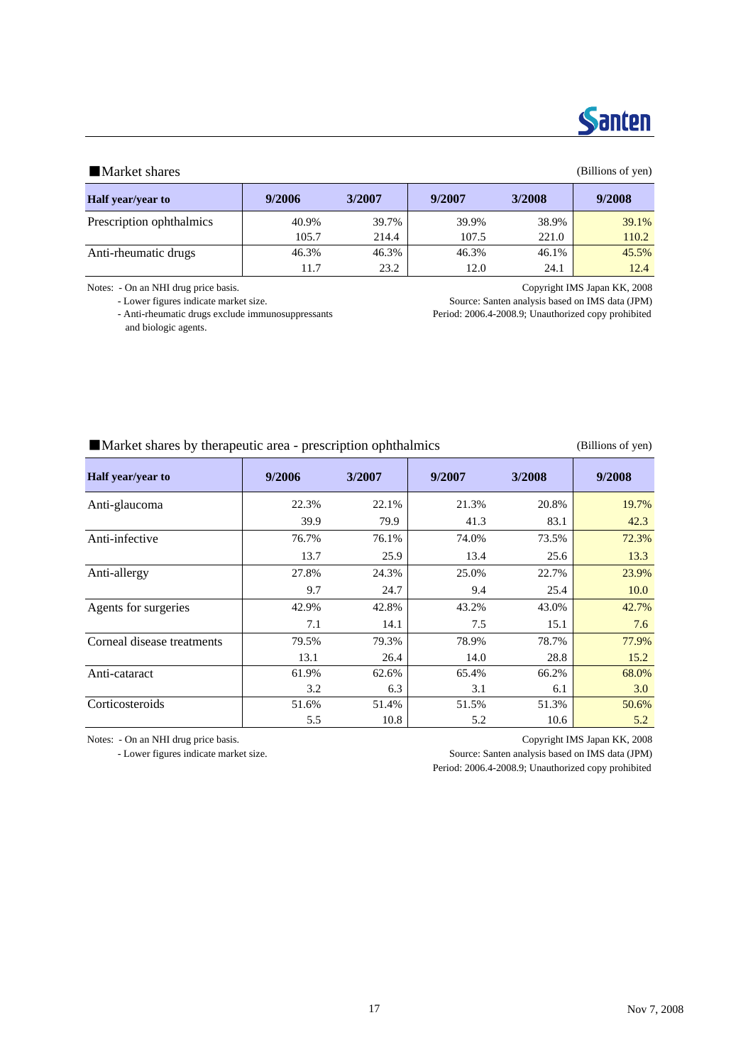## ■Market shares

(Billions of yen)

| Half year/year to | 9/2006 | 3/2007 | 9/2007 | 3/2008 | 9/2008 |
|---|---|---|---|---|---|
| Prescription ophthalmics | 40.9% | 39.7% | 39.9% | 38.9% | 39.1% |
| | 105.7 | 214.4 | 107.5 | 221.0 | 110.2 |
| Anti-rheumatic drugs | 46.3% | 46.3% | 46.3% | 46.1% | 45.5% |
| | 11.7 | 23.2 | 12.0 | 24.1 | 12.4 |

Notes: - On an NHI drug price basis.
- Lower figures indicate market size.
- Anti-rheumatic drugs exclude immunosuppressants and biologic agents.

Copyright IMS Japan KK, 2008
Source: Santen analysis based on IMS data (JPM)
Period: 2006.4-2008.9; Unauthorized copy prohibited

## ■Market shares by therapeutic area - prescription ophthalmics

(Billions of yen)

| Half year/year to | 9/2006 | 3/2007 | 9/2007 | 3/2008 | 9/2008 |
|---|---|---|---|---|---|
| Anti-glaucoma | 22.3% | 22.1% | 21.3% | 20.8% | 19.7% |
| | 39.9 | 79.9 | 41.3 | 83.1 | 42.3 |
| Anti-infective | 76.7% | 76.1% | 74.0% | 73.5% | 72.3% |
| | 13.7 | 25.9 | 13.4 | 25.6 | 13.3 |
| Anti-allergy | 27.8% | 24.3% | 25.0% | 22.7% | 23.9% |
| | 9.7 | 24.7 | 9.4 | 25.4 | 10.0 |
| Agents for surgeries | 42.9% | 42.8% | 43.2% | 43.0% | 42.7% |
| | 7.1 | 14.1 | 7.5 | 15.1 | 7.6 |
| Corneal disease treatments | 79.5% | 79.3% | 78.9% | 78.7% | 77.9% |
| | 13.1 | 26.4 | 14.0 | 28.8 | 15.2 |
| Anti-cataract | 61.9% | 62.6% | 65.4% | 66.2% | 68.0% |
| | 3.2 | 6.3 | 3.1 | 6.1 | 3.0 |
| Corticosteroids | 51.6% | 51.4% | 51.5% | 51.3% | 50.6% |
| | 5.5 | 10.8 | 5.2 | 10.6 | 5.2 |

Notes: - On an NHI drug price basis.
- Lower figures indicate market size.

Copyright IMS Japan KK, 2008
Source: Santen analysis based on IMS data (JPM)
Period: 2006.4-2008.9; Unauthorized copy prohibited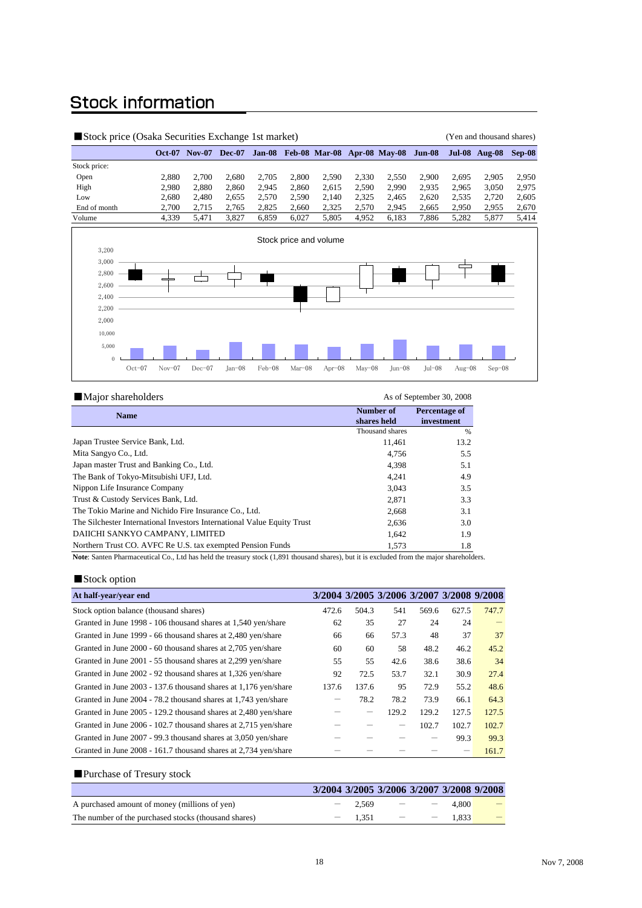# Stock information

■Stock price (Osaka Securities Exchange 1st market)

(Yen and thousand shares)

| | Oct-07 | Nov-07 | Dec-07 | Jan-08 | Feb-08 | Mar-08 | Apr-08 | May-08 | Jun-08 | Jul-08 | Aug-08 | Sep-08 |
|---|---|---|---|---|---|---|---|---|---|---|---|---|
| Stock price: | | | | | | | | | | | | |
| Open | 2,880 | 2,700 | 2,680 | 2,705 | 2,800 | 2,590 | 2,330 | 2,550 | 2,900 | 2,695 | 2,905 | 2,950 |
| High | 2,980 | 2,880 | 2,860 | 2,945 | 2,860 | 2,615 | 2,590 | 2,990 | 2,935 | 2,965 | 3,050 | 2,975 |
| Low | 2,680 | 2,480 | 2,655 | 2,570 | 2,590 | 2,140 | 2,325 | 2,465 | 2,620 | 2,535 | 2,720 | 2,605 |
| End of month | 2,700 | 2,715 | 2,765 | 2,825 | 2,660 | 2,325 | 2,570 | 2,945 | 2,665 | 2,950 | 2,955 | 2,670 |
| Volume | 4,339 | 5,471 | 3,827 | 6,859 | 6,027 | 5,805 | 4,952 | 6,183 | 7,886 | 5,282 | 5,877 | 5,414 |

Stock price and volume

■Major shareholders

As of September 30, 2008

| Name | Number of shares held | Percentage of investment |
|---|---|---|
| | Thousand shares | % |
| Japan Trustee Service Bank, Ltd. | 11,461 | 13.2 |
| Mita Sangyo Co., Ltd. | 4,756 | 5.5 |
| Japan master Trust and Banking Co., Ltd. | 4,398 | 5.1 |
| The Bank of Tokyo-Mitsubishi UFJ, Ltd. | 4,241 | 4.9 |
| Nippon Life Insurance Company | 3,043 | 3.5 |
| Trust & Custody Services Bank, Ltd. | 2,871 | 3.3 |
| The Tokio Marine and Nichido Fire Insurance Co., Ltd. | 2,668 | 3.1 |
| The Silchester International Investors International Value Equity Trust | 2,636 | 3.0 |
| DAIICHI SANKYO CAMPANY, LIMITED | 1,642 | 1.9 |
| Northern Trust CO. AVFC Re U.S. tax exempted Pension Funds | 1,573 | 1.8 |

**Note**: Santen Pharmaceutical Co., Ltd has held the treasury stock (1,891 thousand shares), but it is excluded from the major shareholders.

■Stock option

| At half-year/year end | 3/2004 | 3/2005 | 3/2006 | 3/2007 | 3/2008 | 9/2008 |
|---|---|---|---|---|---|---|
| Stock option balance (thousand shares) | 472.6 | 504.3 | 541 | 569.6 | 627.5 | 747.7 |
| Granted in June 1998 - 106 thousand shares at 1,540 yen/share | 62 | 35 | 27 | 24 | 24 | — |
| Granted in June 1999 - 66 thousand shares at 2,480 yen/share | 66 | 66 | 57.3 | 48 | 37 | 37 |
| Granted in June 2000 - 60 thousand shares at 2,705 yen/share | 60 | 60 | 58 | 48.2 | 46.2 | 45.2 |
| Granted in June 2001 - 55 thousand shares at 2,299 yen/share | 55 | 55 | 42.6 | 38.6 | 38.6 | 34 |
| Granted in June 2002 - 92 thousand shares at 1,326 yen/share | 92 | 72.5 | 53.7 | 32.1 | 30.9 | 27.4 |
| Granted in June 2003 - 137.6 thousand shares at 1,176 yen/share | 137.6 | 137.6 | 95 | 72.9 | 55.2 | 48.6 |
| Granted in June 2004 - 78.2 thousand shares at 1,743 yen/share | — | 78.2 | 78.2 | 73.9 | 66.1 | 64.3 |
| Granted in June 2005 - 129.2 thousand shares at 2,480 yen/share | — | — | 129.2 | 129.2 | 127.5 | 127.5 |
| Granted in June 2006 - 102.7 thousand shares at 2,715 yen/share | — | — | — | 102.7 | 102.7 | 102.7 |
| Granted in June 2007 - 99.3 thousand shares at 3,050 yen/share | — | — | — | — | 99.3 | 99.3 |
| Granted in June 2008 - 161.7 thousand shares at 2,734 yen/share | — | — | — | — | — | 161.7 |

■Purchase of Tresury stock

| | 3/2004 | 3/2005 | 3/2006 | 3/2007 | 3/2008 | 9/2008 |
|---|---|---|---|---|---|---|
| A purchased amount of money (millions of yen) | — | 2,569 | — | — | 4,800 | — |
| The number of the purchased stocks (thousand shares) | — | 1,351 | — | — | 1,833 | — |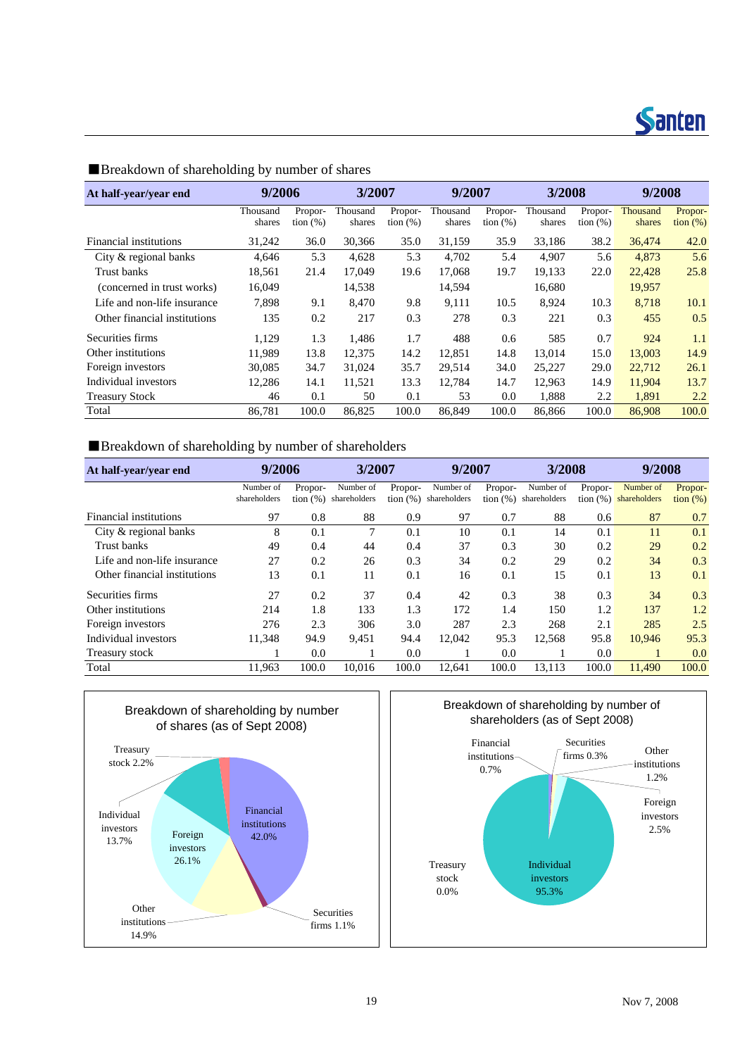## ■Breakdown of shareholding by number of shares

| At half-year/year end | 9/2006 | | 3/2007 | | 9/2007 | | 3/2008 | | 9/2008 | |
|---|---|---|---|---|---|---|---|---|---|---|
| | Thousand shares | Proportion (%) | Thousand shares | Proportion (%) | Thousand shares | Proportion (%) | Thousand shares | Proportion (%) | Thousand shares | Proportion (%) |
| Financial institutions | 31,242 | 36.0 | 30,366 | 35.0 | 31,159 | 35.9 | 33,186 | 38.2 | 36,474 | 42.0 |
| City & regional banks | 4,646 | 5.3 | 4,628 | 5.3 | 4,702 | 5.4 | 4,907 | 5.6 | 4,873 | 5.6 |
| Trust banks | 18,561 | 21.4 | 17,049 | 19.6 | 17,068 | 19.7 | 19,133 | 22.0 | 22,428 | 25.8 |
| (concerned in trust works) | 16,049 | | 14,538 | | 14,594 | | 16,680 | | 19,957 | |
| Life and non-life insurance | 7,898 | 9.1 | 8,470 | 9.8 | 9,111 | 10.5 | 8,924 | 10.3 | 8,718 | 10.1 |
| Other financial institutions | 135 | 0.2 | 217 | 0.3 | 278 | 0.3 | 221 | 0.3 | 455 | 0.5 |
| Securities firms | 1,129 | 1.3 | 1,486 | 1.7 | 488 | 0.6 | 585 | 0.7 | 924 | 1.1 |
| Other institutions | 11,989 | 13.8 | 12,375 | 14.2 | 12,851 | 14.8 | 13,014 | 15.0 | 13,003 | 14.9 |
| Foreign investors | 30,085 | 34.7 | 31,024 | 35.7 | 29,514 | 34.0 | 25,227 | 29.0 | 22,712 | 26.1 |
| Individual investors | 12,286 | 14.1 | 11,521 | 13.3 | 12,784 | 14.7 | 12,963 | 14.9 | 11,904 | 13.7 |
| Treasury Stock | 46 | 0.1 | 50 | 0.1 | 53 | 0.0 | 1,888 | 2.2 | 1,891 | 2.2 |
| Total | 86,781 | 100.0 | 86,825 | 100.0 | 86,849 | 100.0 | 86,866 | 100.0 | 86,908 | 100.0 |

## ■Breakdown of shareholding by number of shareholders

| At half-year/year end | 9/2006 | | 3/2007 | | 9/2007 | | 3/2008 | | 9/2008 | |
|---|---|---|---|---|---|---|---|---|---|---|
| | Number of shareholders | Proportion (%) | Number of shareholders | Proportion (%) | Number of shareholders | Proportion (%) | Number of shareholders | Proportion (%) | Number of shareholders | Proportion (%) |
| Financial institutions | 97 | 0.8 | 88 | 0.9 | 97 | 0.7 | 88 | 0.6 | 87 | 0.7 |
| City & regional banks | 8 | 0.1 | 7 | 0.1 | 10 | 0.1 | 14 | 0.1 | 11 | 0.1 |
| Trust banks | 49 | 0.4 | 44 | 0.4 | 37 | 0.3 | 30 | 0.2 | 29 | 0.2 |
| Life and non-life insurance | 27 | 0.2 | 26 | 0.3 | 34 | 0.2 | 29 | 0.2 | 34 | 0.3 |
| Other financial institutions | 13 | 0.1 | 11 | 0.1 | 16 | 0.1 | 15 | 0.1 | 13 | 0.1 |
| Securities firms | 27 | 0.2 | 37 | 0.4 | 42 | 0.3 | 38 | 0.3 | 34 | 0.3 |
| Other institutions | 214 | 1.8 | 133 | 1.3 | 172 | 1.4 | 150 | 1.2 | 137 | 1.2 |
| Foreign investors | 276 | 2.3 | 306 | 3.0 | 287 | 2.3 | 268 | 2.1 | 285 | 2.5 |
| Individual investors | 11,348 | 94.9 | 9,451 | 94.4 | 12,042 | 95.3 | 12,568 | 95.8 | 10,946 | 95.3 |
| Treasury stock | 1 | 0.0 | 1 | 0.0 | 1 | 0.0 | 1 | 0.0 | 1 | 0.0 |
| Total | 11,963 | 100.0 | 10,016 | 100.0 | 12,641 | 100.0 | 13,113 | 100.0 | 11,490 | 100.0 |

Breakdown of shareholding by number of shares (as of Sept 2008)

- Financial institutions 42.0%
- Securities firms 1.1%
- Other institutions 14.9%
- Foreign investors 26.1%
- Individual investors 13.7%
- Treasury stock 2.2%

Breakdown of shareholding by number of shareholders (as of Sept 2008)

- Financial institutions 0.7%
- Securities firms 0.3%
- Other institutions 1.2%
- Foreign investors 2.5%
- Individual investors 95.3%
- Treasury stock 0.0%

Nov 7, 2008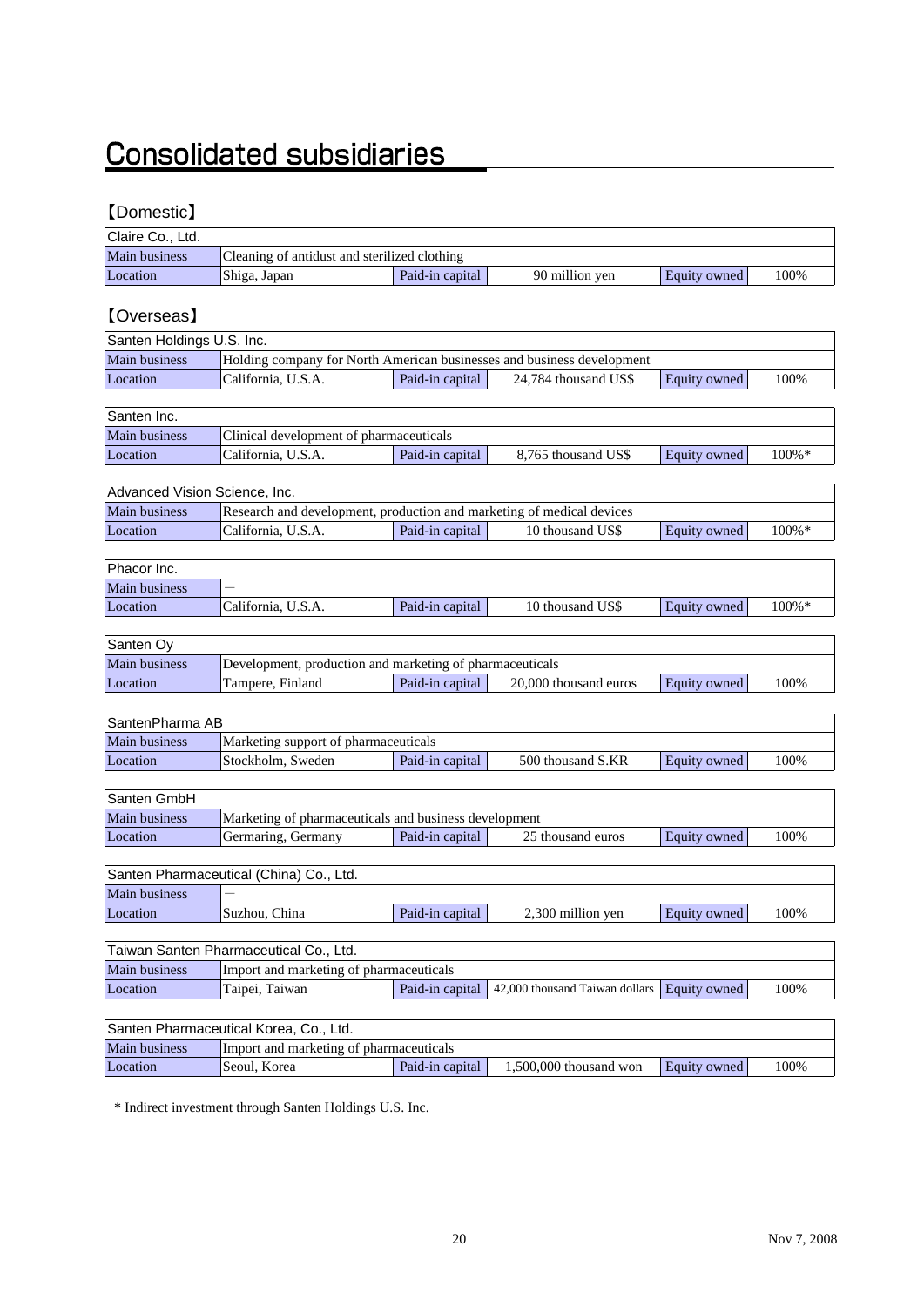# Consolidated subsidiaries

## 【Domestic】

| Claire Co., Ltd. | | | | | |
|---|---|---|---|---|---|
| Main business | Cleaning of antidust and sterilized clothing | | | | |
| Location | Shiga, Japan | Paid-in capital | 90 million yen | Equity owned | 100% |

## 【Overseas】

| Santen Holdings U.S. Inc. | | | | | |
|---|---|---|---|---|---|
| Main business | Holding company for North American businesses and business development | | | | |
| Location | California, U.S.A. | Paid-in capital | 24,784 thousand US$ | Equity owned | 100% |

| Santen Inc. | | | | | |
|---|---|---|---|---|---|
| Main business | Clinical development of pharmaceuticals | | | | |
| Location | California, U.S.A. | Paid-in capital | 8,765 thousand US$ | Equity owned | 100%* |

| Advanced Vision Science, Inc. | | | | | |
|---|---|---|---|---|---|
| Main business | Research and development, production and marketing of medical devices | | | | |
| Location | California, U.S.A. | Paid-in capital | 10 thousand US$ | Equity owned | 100%* |

| Phacor Inc. | | | | | |
|---|---|---|---|---|---|
| Main business | — | | | | |
| Location | California, U.S.A. | Paid-in capital | 10 thousand US$ | Equity owned | 100%* |

| Santen Oy | | | | | |
|---|---|---|---|---|---|
| Main business | Development, production and marketing of pharmaceuticals | | | | |
| Location | Tampere, Finland | Paid-in capital | 20,000 thousand euros | Equity owned | 100% |

| SantenPharma AB | | | | | |
|---|---|---|---|---|---|
| Main business | Marketing support of pharmaceuticals | | | | |
| Location | Stockholm, Sweden | Paid-in capital | 500 thousand S.KR | Equity owned | 100% |

| Santen GmbH | | | | | |
|---|---|---|---|---|---|
| Main business | Marketing of pharmaceuticals and business development | | | | |
| Location | Germaring, Germany | Paid-in capital | 25 thousand euros | Equity owned | 100% |

| Santen Pharmaceutical (China) Co., Ltd. | | | | | |
|---|---|---|---|---|---|
| Main business | — | | | | |
| Location | Suzhou, China | Paid-in capital | 2,300 million yen | Equity owned | 100% |

| Taiwan Santen Pharmaceutical Co., Ltd. | | | | | |
|---|---|---|---|---|---|
| Main business | Import and marketing of pharmaceuticals | | | | |
| Location | Taipei, Taiwan | Paid-in capital | 42,000 thousand Taiwan dollars | Equity owned | 100% |

| Santen Pharmaceutical Korea, Co., Ltd. | | | | | |
|---|---|---|---|---|---|
| Main business | Import and marketing of pharmaceuticals | | | | |
| Location | Seoul, Korea | Paid-in capital | 1,500,000 thousand won | Equity owned | 100% |

* Indirect investment through Santen Holdings U.S. Inc.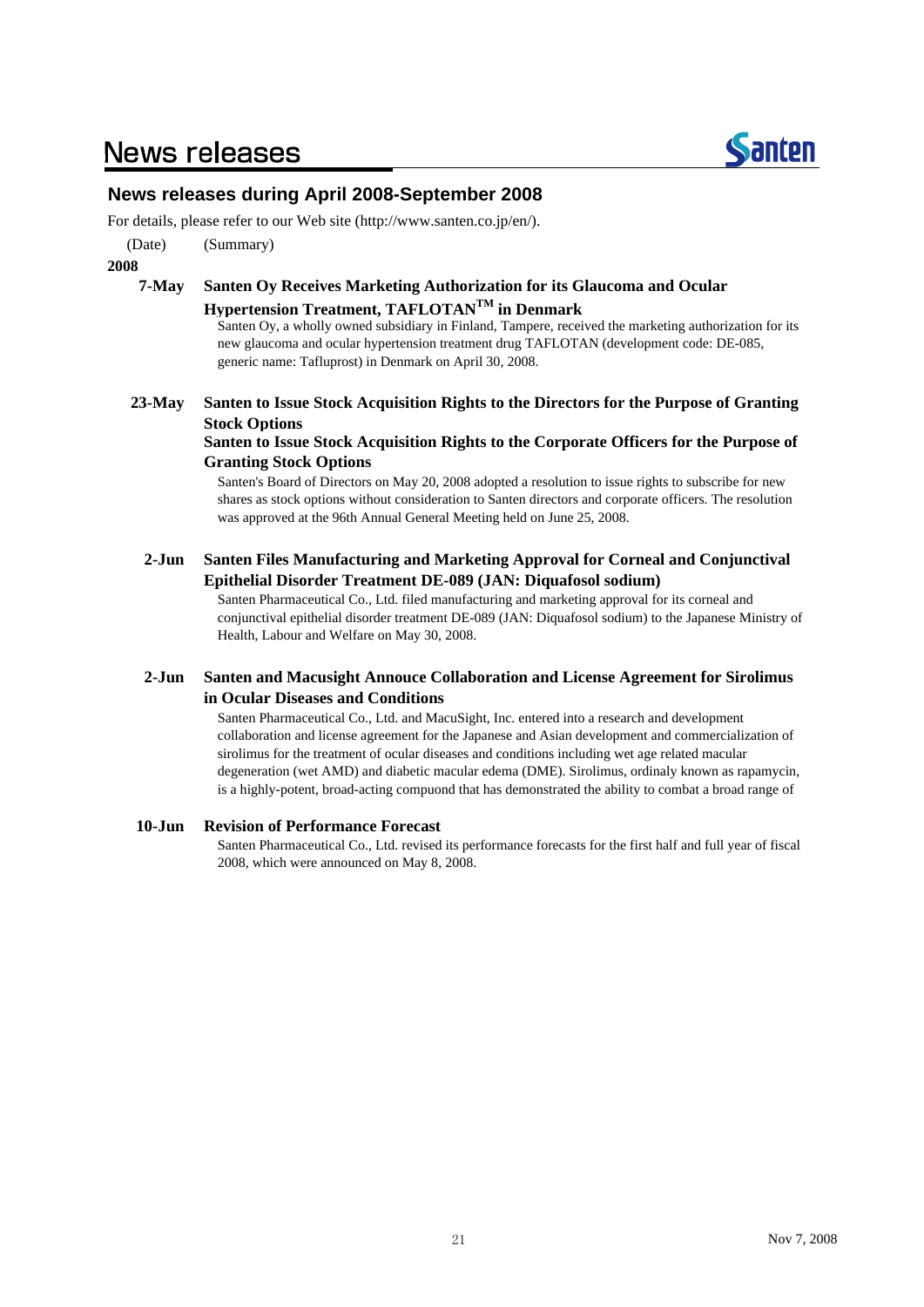# News releases

## News releases during April 2008-September 2008

For details, please refer to our Web site (http://www.santen.co.jp/en/).

(Date) (Summary)

**2008**

**7-May** **Santen Oy Receives Marketing Authorization for its Glaucoma and Ocular Hypertension Treatment, TAFLOTAN™ in Denmark**

Santen Oy, a wholly owned subsidiary in Finland, Tampere, received the marketing authorization for its new glaucoma and ocular hypertension treatment drug TAFLOTAN (development code: DE-085, generic name: Tafluprost) in Denmark on April 30, 2008.

**23-May** **Santen to Issue Stock Acquisition Rights to the Directors for the Purpose of Granting Stock Options**

**Santen to Issue Stock Acquisition Rights to the Corporate Officers for the Purpose of Granting Stock Options**

Santen's Board of Directors on May 20, 2008 adopted a resolution to issue rights to subscribe for new shares as stock options without consideration to Santen directors and corporate officers. The resolution was approved at the 96th Annual General Meeting held on June 25, 2008.

**2-Jun** **Santen Files Manufacturing and Marketing Approval for Corneal and Conjunctival Epithelial Disorder Treatment DE-089 (JAN: Diquafosol sodium)**

Santen Pharmaceutical Co., Ltd. filed manufacturing and marketing approval for its corneal and conjunctival epithelial disorder treatment DE-089 (JAN: Diquafosol sodium) to the Japanese Ministry of Health, Labour and Welfare on May 30, 2008.

**2-Jun** **Santen and Macusight Annouce Collaboration and License Agreement for Sirolimus in Ocular Diseases and Conditions**

Santen Pharmaceutical Co., Ltd. and MacuSight, Inc. entered into a research and development collaboration and license agreement for the Japanese and Asian development and commercialization of sirolimus for the treatment of ocular diseases and conditions including wet age related macular degeneration (wet AMD) and diabetic macular edema (DME). Sirolimus, ordinaly known as rapamycin, is a highly-potent, broad-acting compuond that has demonstrated the ability to combat a broad range of

**10-Jun** **Revision of Performance Forecast**

Santen Pharmaceutical Co., Ltd. revised its performance forecasts for the first half and full year of fiscal 2008, which were announced on May 8, 2008.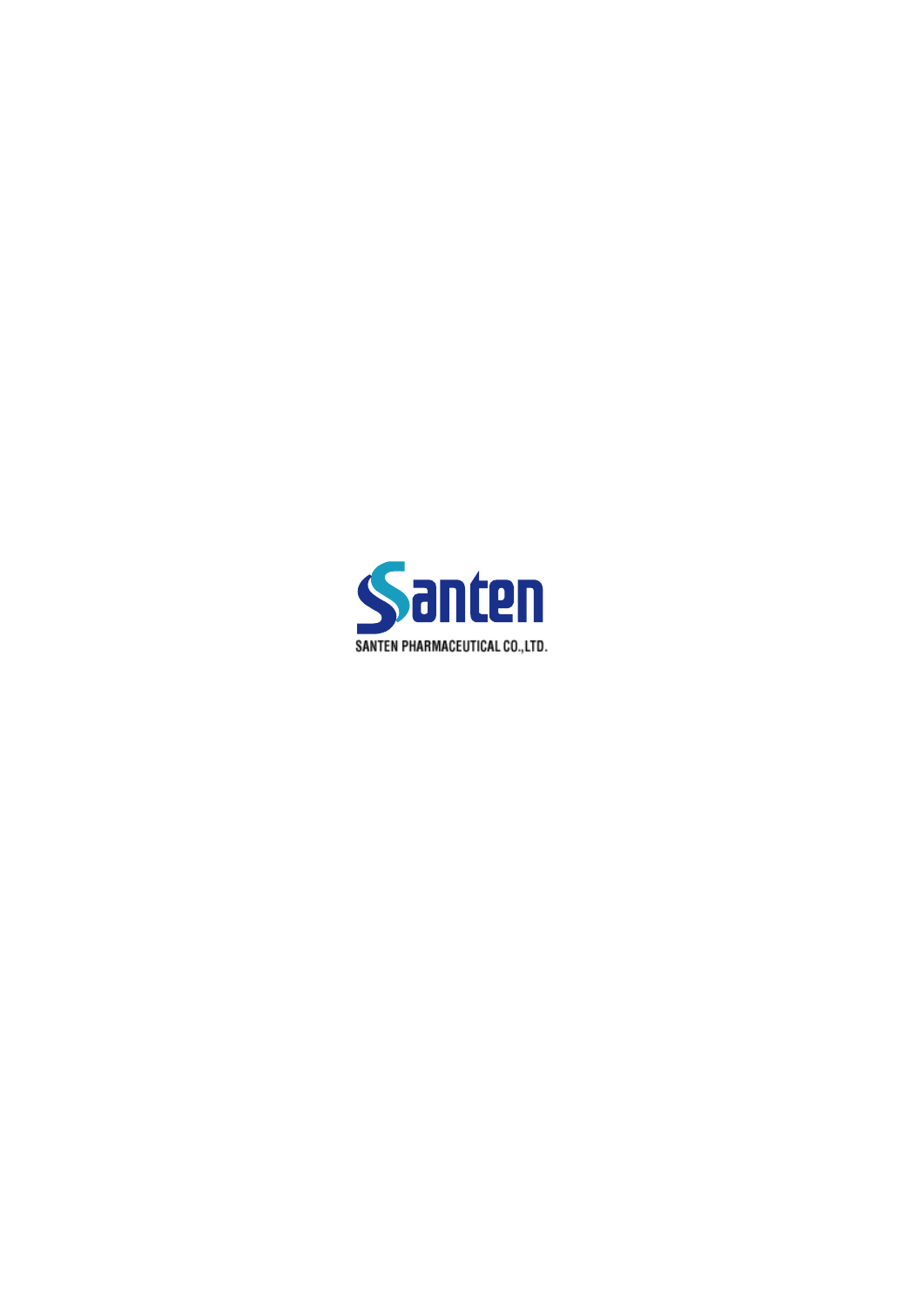Santen

SANTEN PHARMACEUTICAL CO.,LTD.